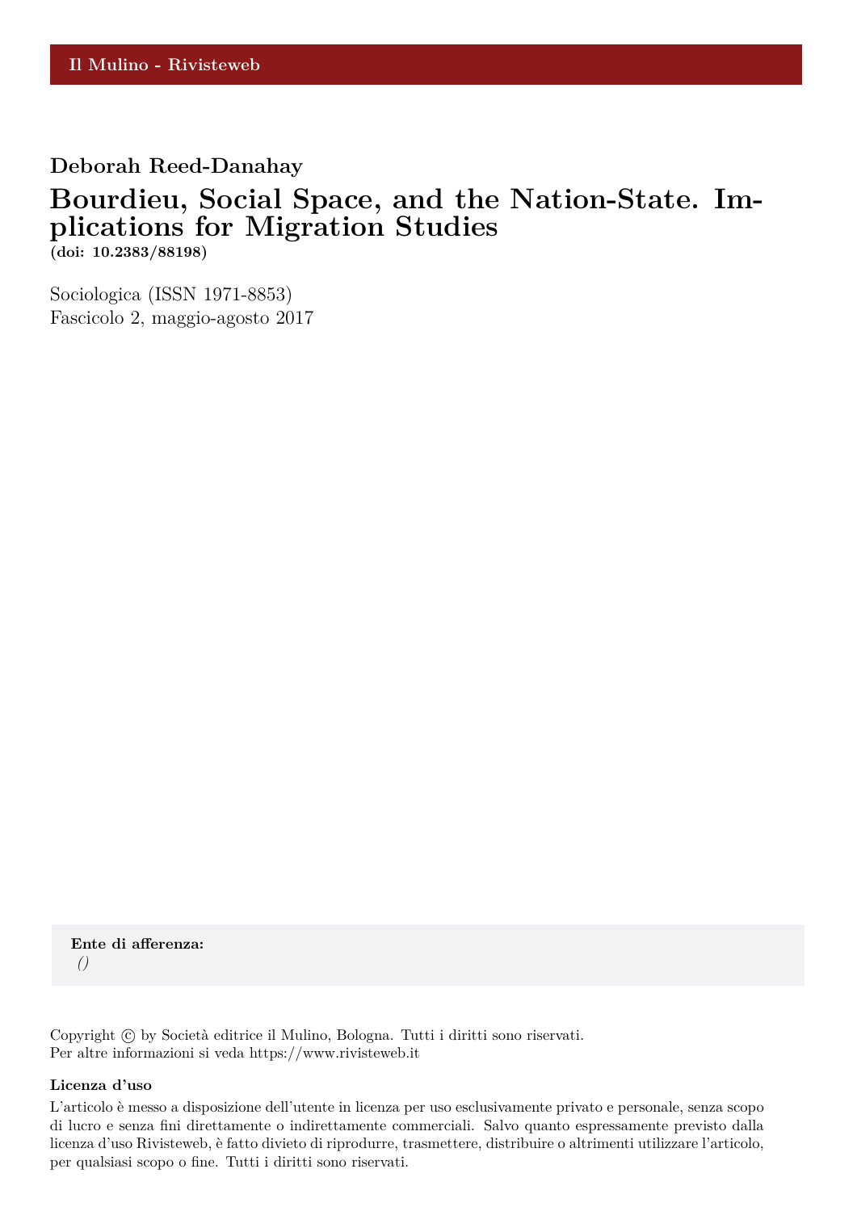Il Mulino - Rivisteweb

**Deborah Reed-Danahay**

# Bourdieu, Social Space, and the Nation-State. Implications for Migration Studies

**(doi: 10.2383/88198)**

Sociologica (ISSN 1971-8853)
Fascicolo 2, maggio-agosto 2017

**Ente di afferenza:**
*()*

Copyright © by Società editrice il Mulino, Bologna. Tutti i diritti sono riservati.
Per altre informazioni si veda https://www.rivisteweb.it

**Licenza d'uso**

L'articolo è messo a disposizione dell'utente in licenza per uso esclusivamente privato e personale, senza scopo di lucro e senza fini direttamente o indirettamente commerciali. Salvo quanto espressamente previsto dalla licenza d'uso Rivisteweb, è fatto divieto di riprodurre, trasmettere, distribuire o altrimenti utilizzare l'articolo, per qualsiasi scopo o fine. Tutti i diritti sono riservati.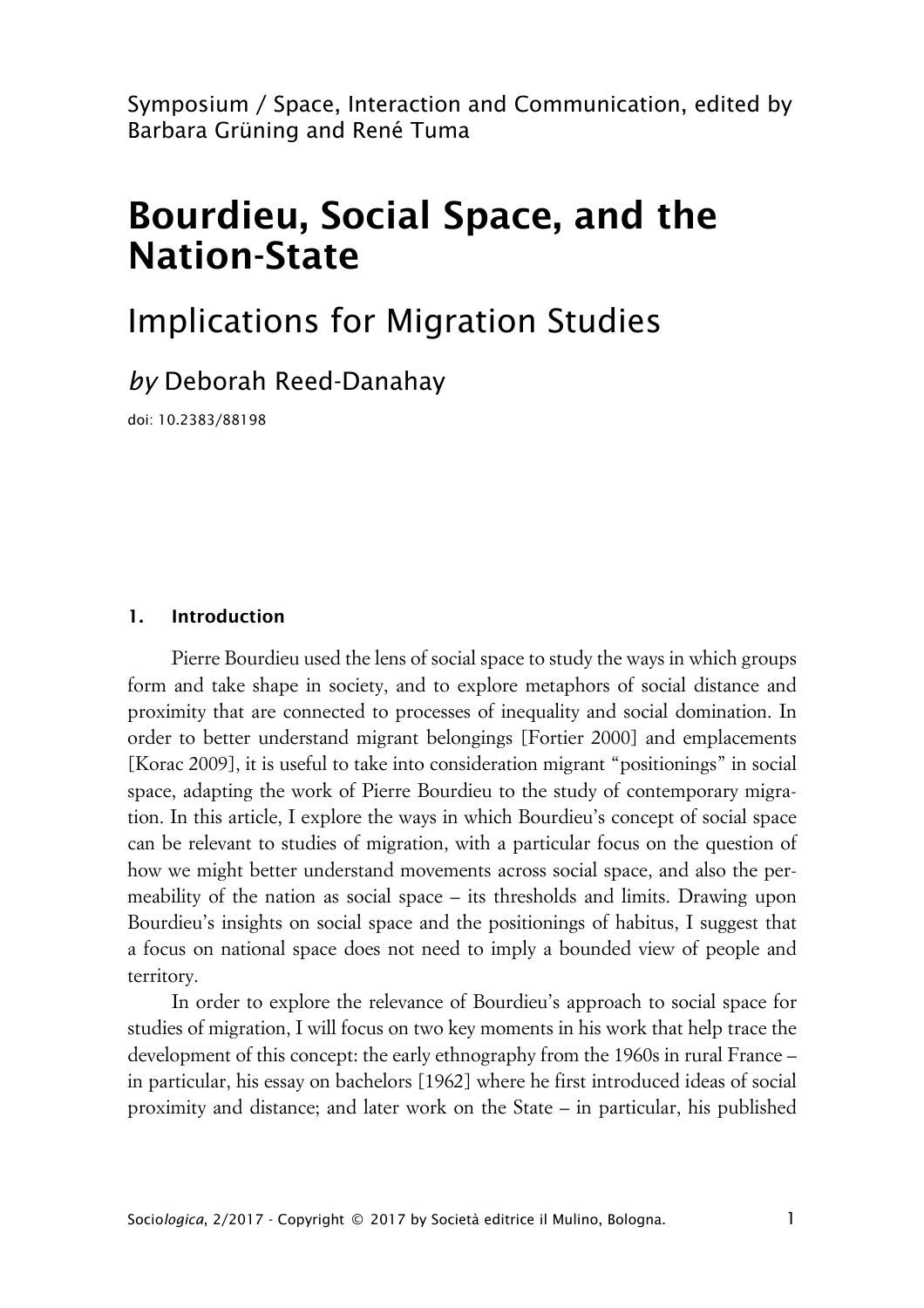Symposium / Space, Interaction and Communication, edited by Barbara Grüning and René Tuma

# Bourdieu, Social Space, and the Nation-State

## Implications for Migration Studies

*by* Deborah Reed-Danahay

doi: 10.2383/88198

### 1. Introduction

Pierre Bourdieu used the lens of social space to study the ways in which groups form and take shape in society, and to explore metaphors of social distance and proximity that are connected to processes of inequality and social domination. In order to better understand migrant belongings [Fortier 2000] and emplacements [Korac 2009], it is useful to take into consideration migrant "positionings" in social space, adapting the work of Pierre Bourdieu to the study of contemporary migration. In this article, I explore the ways in which Bourdieu's concept of social space can be relevant to studies of migration, with a particular focus on the question of how we might better understand movements across social space, and also the permeability of the nation as social space – its thresholds and limits. Drawing upon Bourdieu's insights on social space and the positionings of habitus, I suggest that a focus on national space does not need to imply a bounded view of people and territory.

In order to explore the relevance of Bourdieu's approach to social space for studies of migration, I will focus on two key moments in his work that help trace the development of this concept: the early ethnography from the 1960s in rural France – in particular, his essay on bachelors [1962] where he first introduced ideas of social proximity and distance; and later work on the State – in particular, his published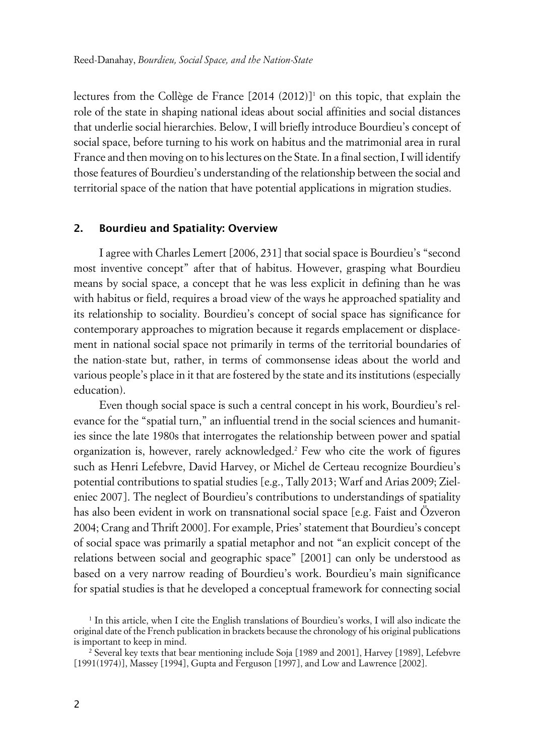lectures from the Collège de France [2014 (2012)][1] on this topic, that explain the role of the state in shaping national ideas about social affinities and social distances that underlie social hierarchies. Below, I will briefly introduce Bourdieu's concept of social space, before turning to his work on habitus and the matrimonial area in rural France and then moving on to his lectures on the State. In a final section, I will identify those features of Bourdieu's understanding of the relationship between the social and territorial space of the nation that have potential applications in migration studies.

## 2. Bourdieu and Spatiality: Overview

I agree with Charles Lemert [2006, 231] that social space is Bourdieu's "second most inventive concept" after that of habitus. However, grasping what Bourdieu means by social space, a concept that he was less explicit in defining than he was with habitus or field, requires a broad view of the ways he approached spatiality and its relationship to sociality. Bourdieu's concept of social space has significance for contemporary approaches to migration because it regards emplacement or displacement in national social space not primarily in terms of the territorial boundaries of the nation-state but, rather, in terms of commonsense ideas about the world and various people's place in it that are fostered by the state and its institutions (especially education).

Even though social space is such a central concept in his work, Bourdieu's relevance for the "spatial turn," an influential trend in the social sciences and humanities since the late 1980s that interrogates the relationship between power and spatial organization is, however, rarely acknowledged.[2] Few who cite the work of figures such as Henri Lefebvre, David Harvey, or Michel de Certeau recognize Bourdieu's potential contributions to spatial studies [e.g., Tally 2013; Warf and Arias 2009; Zieleniec 2007]. The neglect of Bourdieu's contributions to understandings of spatiality has also been evident in work on transnational social space [e.g. Faist and Özveron 2004; Crang and Thrift 2000]. For example, Pries' statement that Bourdieu's concept of social space was primarily a spatial metaphor and not "an explicit concept of the relations between social and geographic space" [2001] can only be understood as based on a very narrow reading of Bourdieu's work. Bourdieu's main significance for spatial studies is that he developed a conceptual framework for connecting social

[1] In this article, when I cite the English translations of Bourdieu's works, I will also indicate the original date of the French publication in brackets because the chronology of his original publications is important to keep in mind.

[2] Several key texts that bear mentioning include Soja [1989 and 2001], Harvey [1989], Lefebvre [1991(1974)], Massey [1994], Gupta and Ferguson [1997], and Low and Lawrence [2002].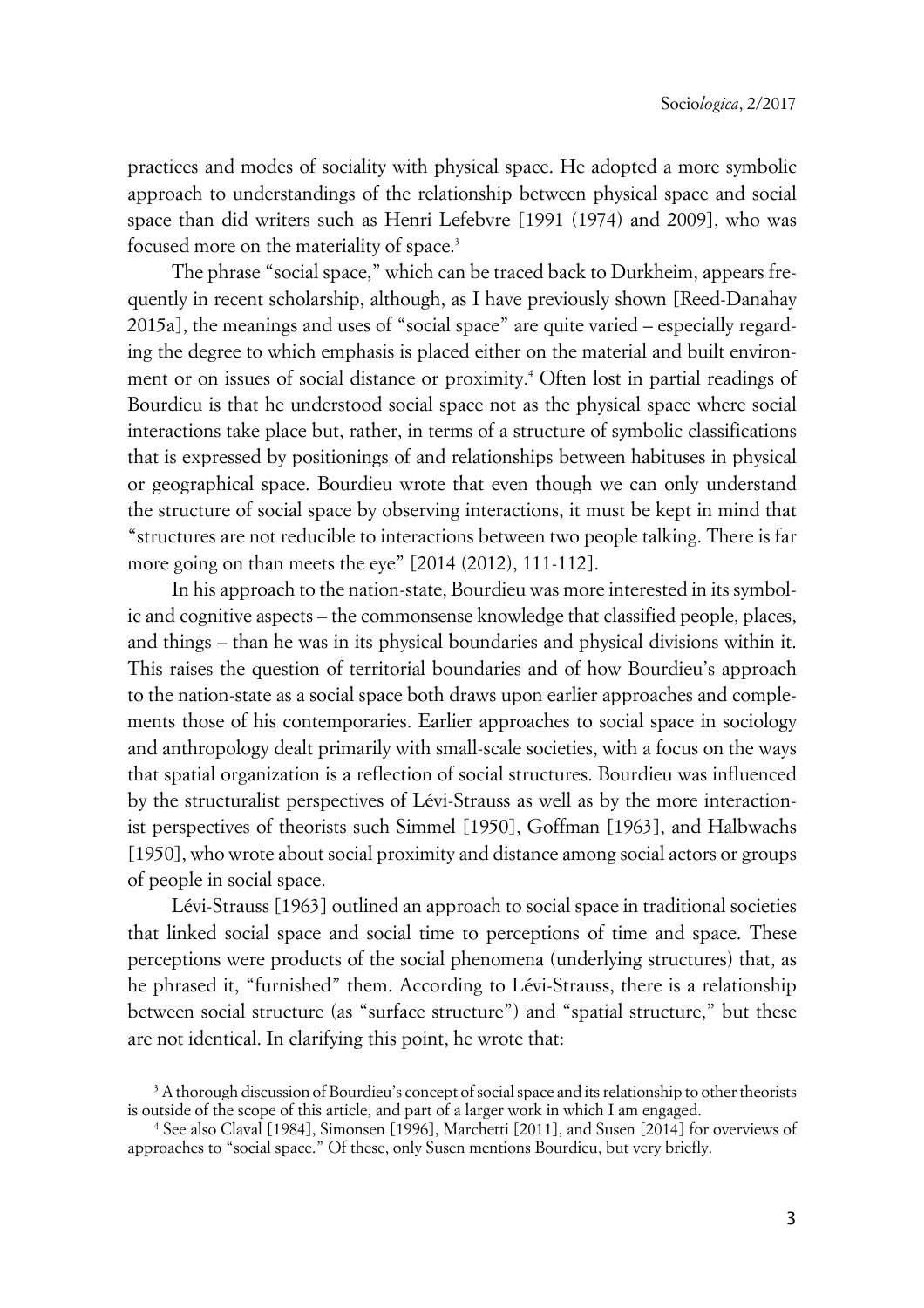practices and modes of sociality with physical space. He adopted a more symbolic approach to understandings of the relationship between physical space and social space than did writers such as Henri Lefebvre [1991 (1974) and 2009], who was focused more on the materiality of space.[3]

The phrase "social space," which can be traced back to Durkheim, appears frequently in recent scholarship, although, as I have previously shown [Reed-Danahay 2015a], the meanings and uses of "social space" are quite varied – especially regarding the degree to which emphasis is placed either on the material and built environment or on issues of social distance or proximity.[4] Often lost in partial readings of Bourdieu is that he understood social space not as the physical space where social interactions take place but, rather, in terms of a structure of symbolic classifications that is expressed by positionings of and relationships between habituses in physical or geographical space. Bourdieu wrote that even though we can only understand the structure of social space by observing interactions, it must be kept in mind that "structures are not reducible to interactions between two people talking. There is far more going on than meets the eye" [2014 (2012), 111-112].

In his approach to the nation-state, Bourdieu was more interested in its symbolic and cognitive aspects – the commonsense knowledge that classified people, places, and things – than he was in its physical boundaries and physical divisions within it. This raises the question of territorial boundaries and of how Bourdieu's approach to the nation-state as a social space both draws upon earlier approaches and complements those of his contemporaries. Earlier approaches to social space in sociology and anthropology dealt primarily with small-scale societies, with a focus on the ways that spatial organization is a reflection of social structures. Bourdieu was influenced by the structuralist perspectives of Lévi-Strauss as well as by the more interactionist perspectives of theorists such Simmel [1950], Goffman [1963], and Halbwachs [1950], who wrote about social proximity and distance among social actors or groups of people in social space.

Lévi-Strauss [1963] outlined an approach to social space in traditional societies that linked social space and social time to perceptions of time and space. These perceptions were products of the social phenomena (underlying structures) that, as he phrased it, "furnished" them. According to Lévi-Strauss, there is a relationship between social structure (as "surface structure") and "spatial structure," but these are not identical. In clarifying this point, he wrote that:

[3] A thorough discussion of Bourdieu's concept of social space and its relationship to other theorists is outside of the scope of this article, and part of a larger work in which I am engaged.

[4] See also Claval [1984], Simonsen [1996], Marchetti [2011], and Susen [2014] for overviews of approaches to "social space." Of these, only Susen mentions Bourdieu, but very briefly.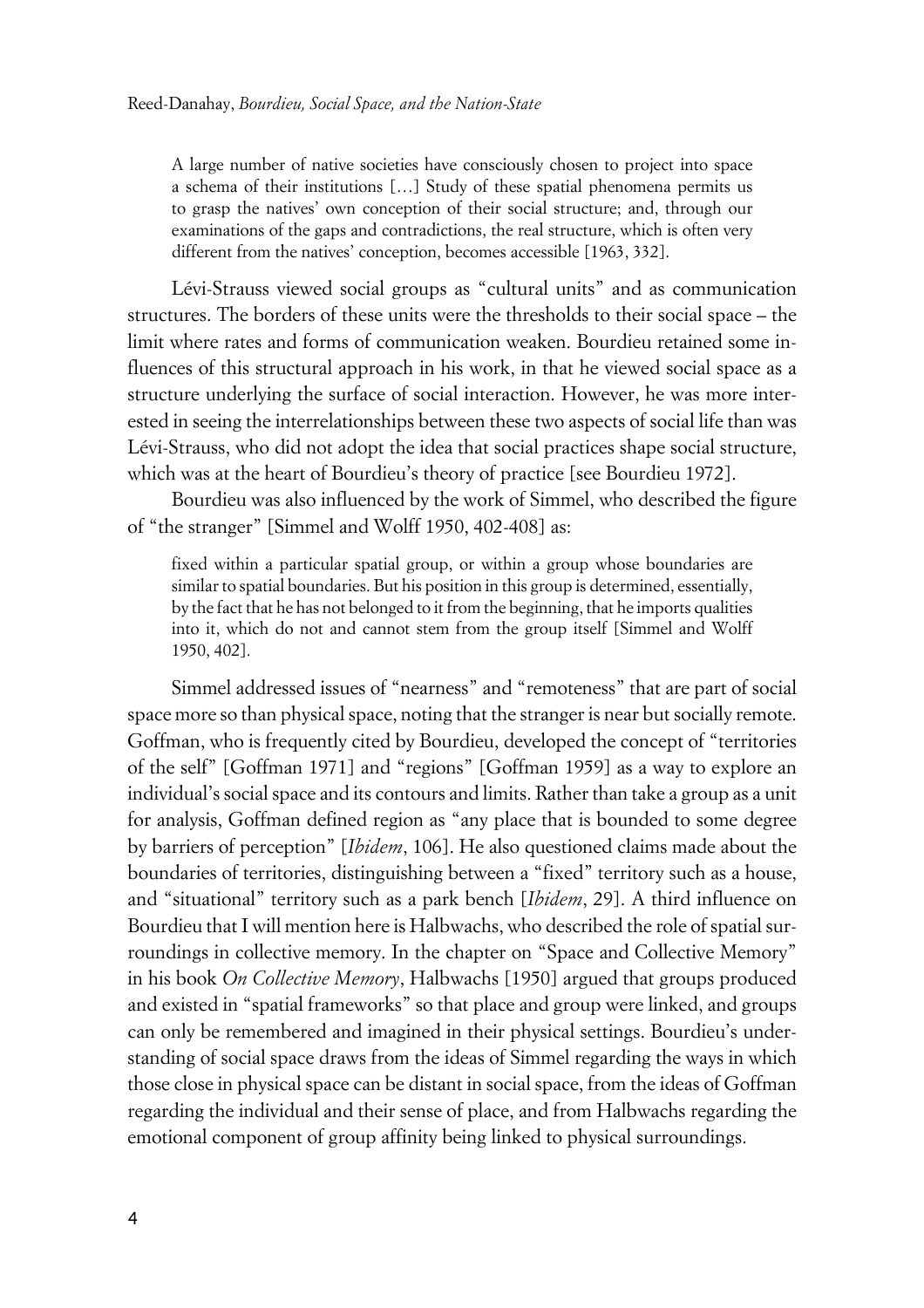> A large number of native societies have consciously chosen to project into space a schema of their institutions […] Study of these spatial phenomena permits us to grasp the natives' own conception of their social structure; and, through our examinations of the gaps and contradictions, the real structure, which is often very different from the natives' conception, becomes accessible [1963, 332].

Lévi-Strauss viewed social groups as "cultural units" and as communication structures. The borders of these units were the thresholds to their social space – the limit where rates and forms of communication weaken. Bourdieu retained some influences of this structural approach in his work, in that he viewed social space as a structure underlying the surface of social interaction. However, he was more interested in seeing the interrelationships between these two aspects of social life than was Lévi-Strauss, who did not adopt the idea that social practices shape social structure, which was at the heart of Bourdieu's theory of practice [see Bourdieu 1972].

Bourdieu was also influenced by the work of Simmel, who described the figure of "the stranger" [Simmel and Wolff 1950, 402-408] as:

> fixed within a particular spatial group, or within a group whose boundaries are similar to spatial boundaries. But his position in this group is determined, essentially, by the fact that he has not belonged to it from the beginning, that he imports qualities into it, which do not and cannot stem from the group itself [Simmel and Wolff 1950, 402].

Simmel addressed issues of "nearness" and "remoteness" that are part of social space more so than physical space, noting that the stranger is near but socially remote. Goffman, who is frequently cited by Bourdieu, developed the concept of "territories of the self" [Goffman 1971] and "regions" [Goffman 1959] as a way to explore an individual's social space and its contours and limits. Rather than take a group as a unit for analysis, Goffman defined region as "any place that is bounded to some degree by barriers of perception" [*Ibidem*, 106]. He also questioned claims made about the boundaries of territories, distinguishing between a "fixed" territory such as a house, and "situational" territory such as a park bench [*Ibidem*, 29]. A third influence on Bourdieu that I will mention here is Halbwachs, who described the role of spatial surroundings in collective memory. In the chapter on "Space and Collective Memory" in his book *On Collective Memory*, Halbwachs [1950] argued that groups produced and existed in "spatial frameworks" so that place and group were linked, and groups can only be remembered and imagined in their physical settings. Bourdieu's understanding of social space draws from the ideas of Simmel regarding the ways in which those close in physical space can be distant in social space, from the ideas of Goffman regarding the individual and their sense of place, and from Halbwachs regarding the emotional component of group affinity being linked to physical surroundings.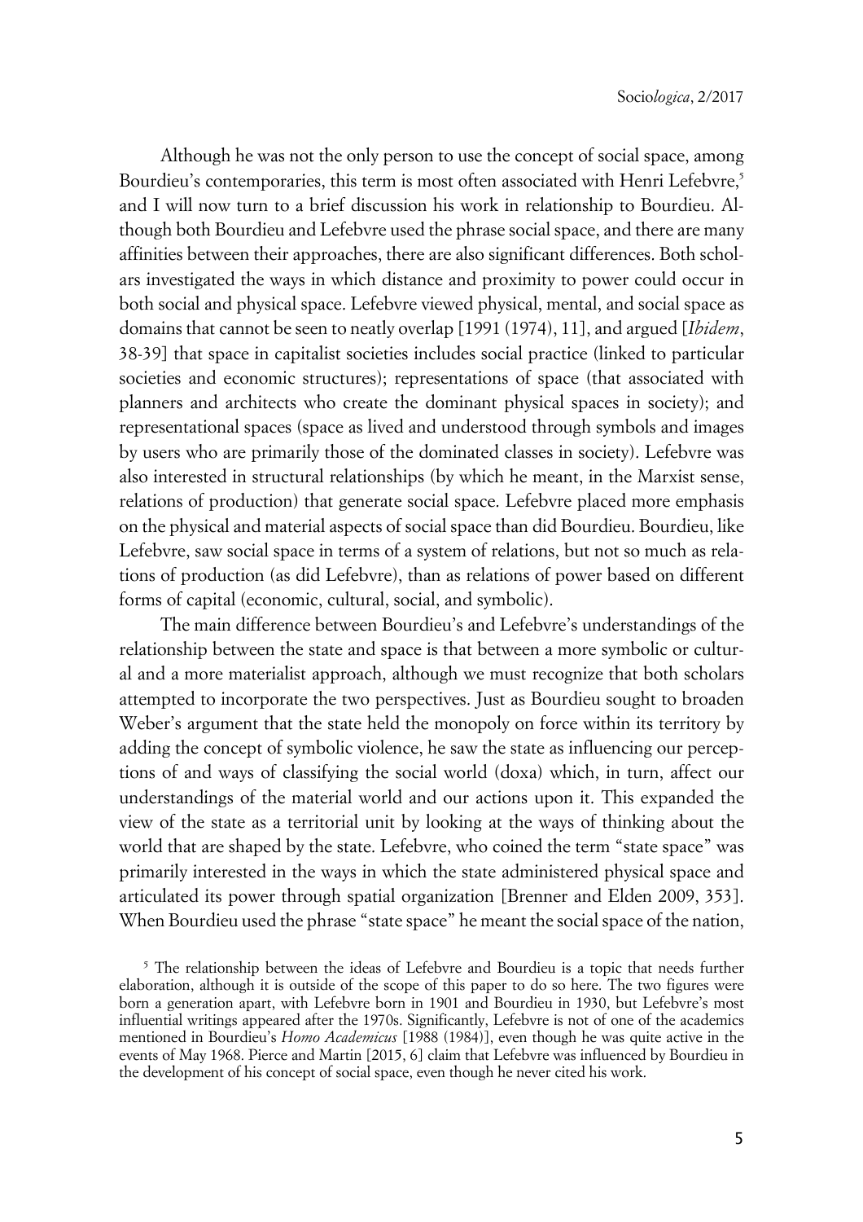Although he was not the only person to use the concept of social space, among Bourdieu's contemporaries, this term is most often associated with Henri Lefebvre,[5] and I will now turn to a brief discussion his work in relationship to Bourdieu. Although both Bourdieu and Lefebvre used the phrase social space, and there are many affinities between their approaches, there are also significant differences. Both scholars investigated the ways in which distance and proximity to power could occur in both social and physical space. Lefebvre viewed physical, mental, and social space as domains that cannot be seen to neatly overlap [1991 (1974), 11], and argued [*Ibidem*, 38-39] that space in capitalist societies includes social practice (linked to particular societies and economic structures); representations of space (that associated with planners and architects who create the dominant physical spaces in society); and representational spaces (space as lived and understood through symbols and images by users who are primarily those of the dominated classes in society). Lefebvre was also interested in structural relationships (by which he meant, in the Marxist sense, relations of production) that generate social space. Lefebvre placed more emphasis on the physical and material aspects of social space than did Bourdieu. Bourdieu, like Lefebvre, saw social space in terms of a system of relations, but not so much as relations of production (as did Lefebvre), than as relations of power based on different forms of capital (economic, cultural, social, and symbolic).

The main difference between Bourdieu's and Lefebvre's understandings of the relationship between the state and space is that between a more symbolic or cultural and a more materialist approach, although we must recognize that both scholars attempted to incorporate the two perspectives. Just as Bourdieu sought to broaden Weber's argument that the state held the monopoly on force within its territory by adding the concept of symbolic violence, he saw the state as influencing our perceptions of and ways of classifying the social world (doxa) which, in turn, affect our understandings of the material world and our actions upon it. This expanded the view of the state as a territorial unit by looking at the ways of thinking about the world that are shaped by the state. Lefebvre, who coined the term "state space" was primarily interested in the ways in which the state administered physical space and articulated its power through spatial organization [Brenner and Elden 2009, 353]. When Bourdieu used the phrase "state space" he meant the social space of the nation,

[5] The relationship between the ideas of Lefebvre and Bourdieu is a topic that needs further elaboration, although it is outside of the scope of this paper to do so here. The two figures were born a generation apart, with Lefebvre born in 1901 and Bourdieu in 1930, but Lefebvre's most influential writings appeared after the 1970s. Significantly, Lefebvre is not of one of the academics mentioned in Bourdieu's *Homo Academicus* [1988 (1984)], even though he was quite active in the events of May 1968. Pierce and Martin [2015, 6] claim that Lefebvre was influenced by Bourdieu in the development of his concept of social space, even though he never cited his work.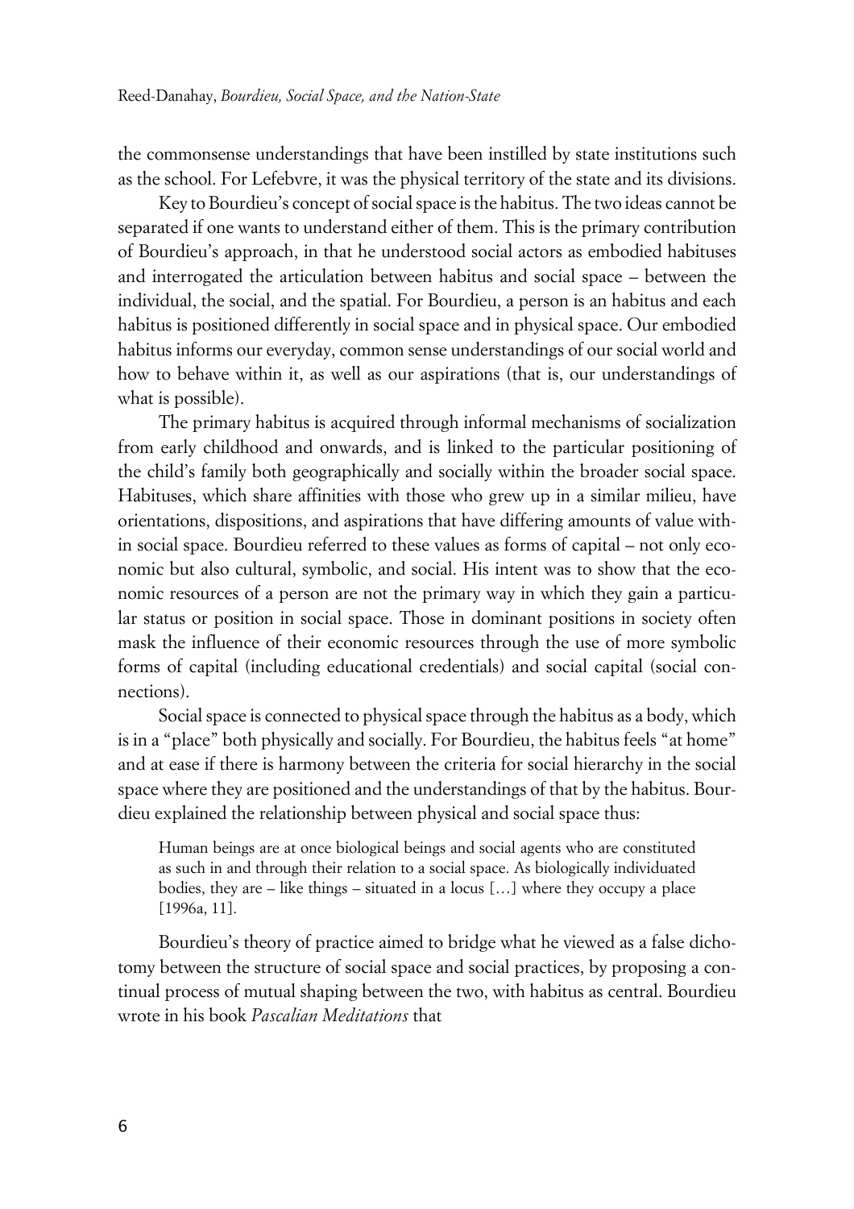the commonsense understandings that have been instilled by state institutions such as the school. For Lefebvre, it was the physical territory of the state and its divisions.

Key to Bourdieu's concept of social space is the habitus. The two ideas cannot be separated if one wants to understand either of them. This is the primary contribution of Bourdieu's approach, in that he understood social actors as embodied habituses and interrogated the articulation between habitus and social space – between the individual, the social, and the spatial. For Bourdieu, a person is an habitus and each habitus is positioned differently in social space and in physical space. Our embodied habitus informs our everyday, common sense understandings of our social world and how to behave within it, as well as our aspirations (that is, our understandings of what is possible).

The primary habitus is acquired through informal mechanisms of socialization from early childhood and onwards, and is linked to the particular positioning of the child's family both geographically and socially within the broader social space. Habituses, which share affinities with those who grew up in a similar milieu, have orientations, dispositions, and aspirations that have differing amounts of value within social space. Bourdieu referred to these values as forms of capital – not only economic but also cultural, symbolic, and social. His intent was to show that the economic resources of a person are not the primary way in which they gain a particular status or position in social space. Those in dominant positions in society often mask the influence of their economic resources through the use of more symbolic forms of capital (including educational credentials) and social capital (social connections).

Social space is connected to physical space through the habitus as a body, which is in a "place" both physically and socially. For Bourdieu, the habitus feels "at home" and at ease if there is harmony between the criteria for social hierarchy in the social space where they are positioned and the understandings of that by the habitus. Bourdieu explained the relationship between physical and social space thus:

> Human beings are at once biological beings and social agents who are constituted as such in and through their relation to a social space. As biologically individuated bodies, they are – like things – situated in a locus […] where they occupy a place [1996a, 11].

Bourdieu's theory of practice aimed to bridge what he viewed as a false dichotomy between the structure of social space and social practices, by proposing a continual process of mutual shaping between the two, with habitus as central. Bourdieu wrote in his book *Pascalian Meditations* that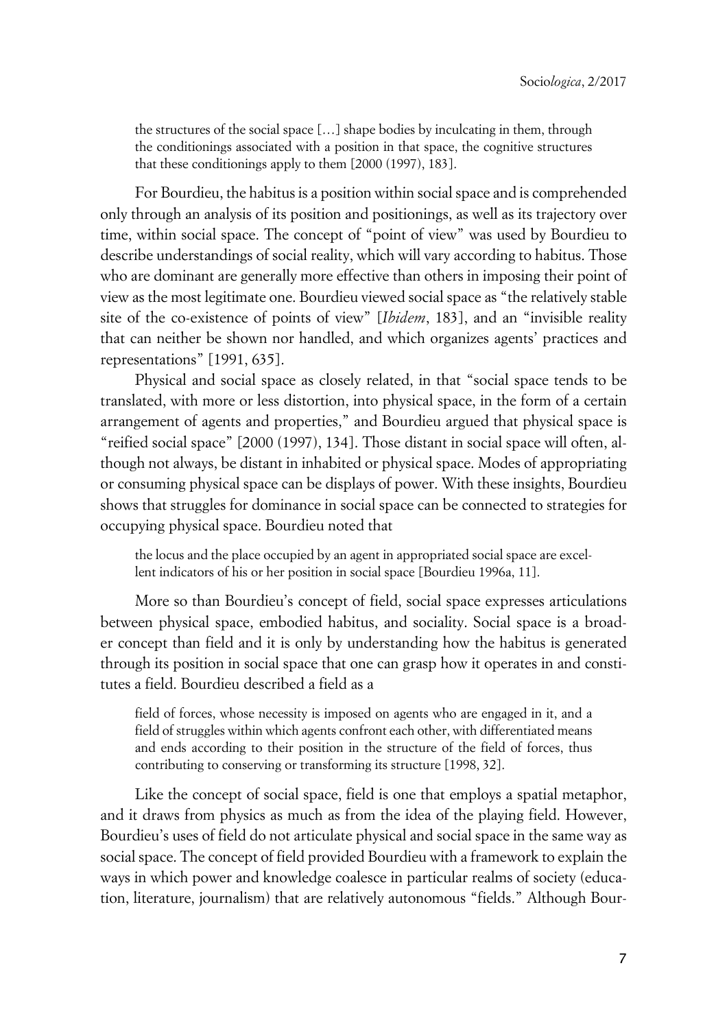> the structures of the social space […] shape bodies by inculcating in them, through the conditionings associated with a position in that space, the cognitive structures that these conditionings apply to them [2000 (1997), 183].

For Bourdieu, the habitus is a position within social space and is comprehended only through an analysis of its position and positionings, as well as its trajectory over time, within social space. The concept of "point of view" was used by Bourdieu to describe understandings of social reality, which will vary according to habitus. Those who are dominant are generally more effective than others in imposing their point of view as the most legitimate one. Bourdieu viewed social space as "the relatively stable site of the co-existence of points of view" [*Ibidem*, 183], and an "invisible reality that can neither be shown nor handled, and which organizes agents' practices and representations" [1991, 635].

Physical and social space as closely related, in that "social space tends to be translated, with more or less distortion, into physical space, in the form of a certain arrangement of agents and properties," and Bourdieu argued that physical space is "reified social space" [2000 (1997), 134]. Those distant in social space will often, although not always, be distant in inhabited or physical space. Modes of appropriating or consuming physical space can be displays of power. With these insights, Bourdieu shows that struggles for dominance in social space can be connected to strategies for occupying physical space. Bourdieu noted that

> the locus and the place occupied by an agent in appropriated social space are excellent indicators of his or her position in social space [Bourdieu 1996a, 11].

More so than Bourdieu's concept of field, social space expresses articulations between physical space, embodied habitus, and sociality. Social space is a broader concept than field and it is only by understanding how the habitus is generated through its position in social space that one can grasp how it operates in and constitutes a field. Bourdieu described a field as a

> field of forces, whose necessity is imposed on agents who are engaged in it, and a field of struggles within which agents confront each other, with differentiated means and ends according to their position in the structure of the field of forces, thus contributing to conserving or transforming its structure [1998, 32].

Like the concept of social space, field is one that employs a spatial metaphor, and it draws from physics as much as from the idea of the playing field. However, Bourdieu's uses of field do not articulate physical and social space in the same way as social space. The concept of field provided Bourdieu with a framework to explain the ways in which power and knowledge coalesce in particular realms of society (education, literature, journalism) that are relatively autonomous "fields." Although Bour-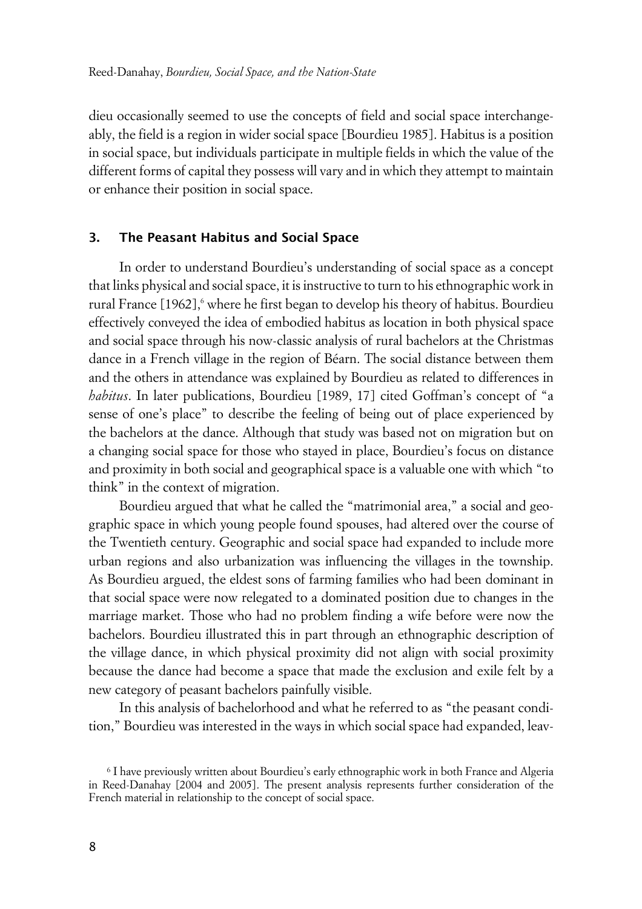dieu occasionally seemed to use the concepts of field and social space interchangeably, the field is a region in wider social space [Bourdieu 1985]. Habitus is a position in social space, but individuals participate in multiple fields in which the value of the different forms of capital they possess will vary and in which they attempt to maintain or enhance their position in social space.

## 3. The Peasant Habitus and Social Space

In order to understand Bourdieu's understanding of social space as a concept that links physical and social space, it is instructive to turn to his ethnographic work in rural France [1962],[6] where he first began to develop his theory of habitus. Bourdieu effectively conveyed the idea of embodied habitus as location in both physical space and social space through his now-classic analysis of rural bachelors at the Christmas dance in a French village in the region of Béarn. The social distance between them and the others in attendance was explained by Bourdieu as related to differences in *habitus*. In later publications, Bourdieu [1989, 17] cited Goffman's concept of "a sense of one's place" to describe the feeling of being out of place experienced by the bachelors at the dance. Although that study was based not on migration but on a changing social space for those who stayed in place, Bourdieu's focus on distance and proximity in both social and geographical space is a valuable one with which "to think" in the context of migration.

Bourdieu argued that what he called the "matrimonial area," a social and geographic space in which young people found spouses, had altered over the course of the Twentieth century. Geographic and social space had expanded to include more urban regions and also urbanization was influencing the villages in the township. As Bourdieu argued, the eldest sons of farming families who had been dominant in that social space were now relegated to a dominated position due to changes in the marriage market. Those who had no problem finding a wife before were now the bachelors. Bourdieu illustrated this in part through an ethnographic description of the village dance, in which physical proximity did not align with social proximity because the dance had become a space that made the exclusion and exile felt by a new category of peasant bachelors painfully visible.

In this analysis of bachelorhood and what he referred to as "the peasant condition," Bourdieu was interested in the ways in which social space had expanded, leav-

[6] I have previously written about Bourdieu's early ethnographic work in both France and Algeria in Reed-Danahay [2004 and 2005]. The present analysis represents further consideration of the French material in relationship to the concept of social space.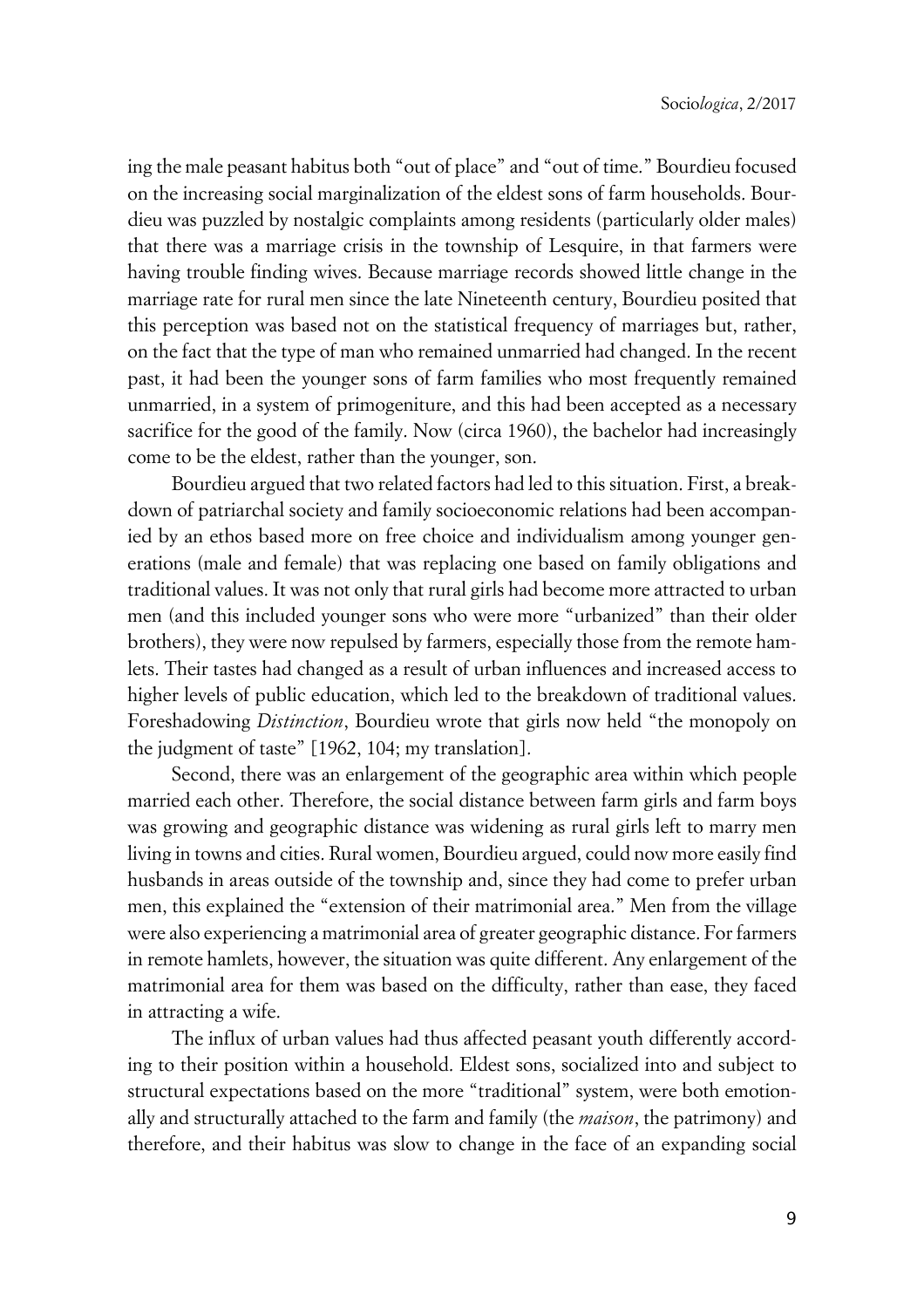ing the male peasant habitus both "out of place" and "out of time." Bourdieu focused on the increasing social marginalization of the eldest sons of farm households. Bourdieu was puzzled by nostalgic complaints among residents (particularly older males) that there was a marriage crisis in the township of Lesquire, in that farmers were having trouble finding wives. Because marriage records showed little change in the marriage rate for rural men since the late Nineteenth century, Bourdieu posited that this perception was based not on the statistical frequency of marriages but, rather, on the fact that the type of man who remained unmarried had changed. In the recent past, it had been the younger sons of farm families who most frequently remained unmarried, in a system of primogeniture, and this had been accepted as a necessary sacrifice for the good of the family. Now (circa 1960), the bachelor had increasingly come to be the eldest, rather than the younger, son.

Bourdieu argued that two related factors had led to this situation. First, a breakdown of patriarchal society and family socioeconomic relations had been accompanied by an ethos based more on free choice and individualism among younger generations (male and female) that was replacing one based on family obligations and traditional values. It was not only that rural girls had become more attracted to urban men (and this included younger sons who were more "urbanized" than their older brothers), they were now repulsed by farmers, especially those from the remote hamlets. Their tastes had changed as a result of urban influences and increased access to higher levels of public education, which led to the breakdown of traditional values. Foreshadowing *Distinction*, Bourdieu wrote that girls now held "the monopoly on the judgment of taste" [1962, 104; my translation].

Second, there was an enlargement of the geographic area within which people married each other. Therefore, the social distance between farm girls and farm boys was growing and geographic distance was widening as rural girls left to marry men living in towns and cities. Rural women, Bourdieu argued, could now more easily find husbands in areas outside of the township and, since they had come to prefer urban men, this explained the "extension of their matrimonial area." Men from the village were also experiencing a matrimonial area of greater geographic distance. For farmers in remote hamlets, however, the situation was quite different. Any enlargement of the matrimonial area for them was based on the difficulty, rather than ease, they faced in attracting a wife.

The influx of urban values had thus affected peasant youth differently according to their position within a household. Eldest sons, socialized into and subject to structural expectations based on the more "traditional" system, were both emotionally and structurally attached to the farm and family (the *maison*, the patrimony) and therefore, and their habitus was slow to change in the face of an expanding social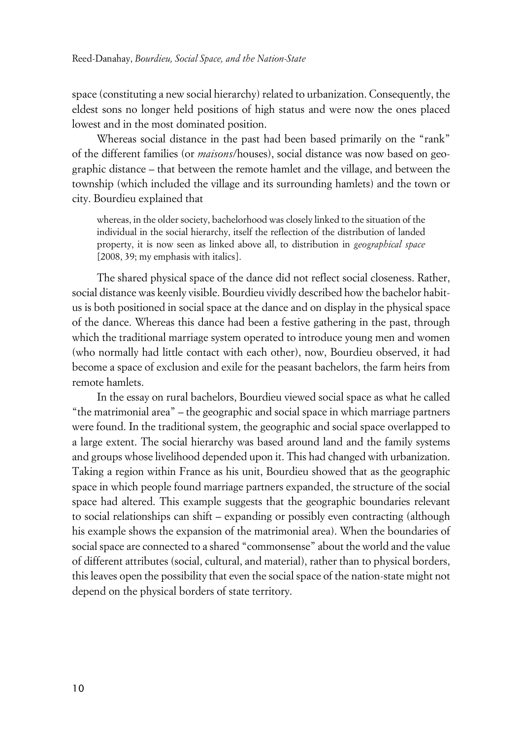space (constituting a new social hierarchy) related to urbanization. Consequently, the eldest sons no longer held positions of high status and were now the ones placed lowest and in the most dominated position.

Whereas social distance in the past had been based primarily on the "rank" of the different families (or *maisons*/houses), social distance was now based on geographic distance – that between the remote hamlet and the village, and between the township (which included the village and its surrounding hamlets) and the town or city. Bourdieu explained that

> whereas, in the older society, bachelorhood was closely linked to the situation of the individual in the social hierarchy, itself the reflection of the distribution of landed property, it is now seen as linked above all, to distribution in *geographical space* [2008, 39; my emphasis with italics].

The shared physical space of the dance did not reflect social closeness. Rather, social distance was keenly visible. Bourdieu vividly described how the bachelor habitus is both positioned in social space at the dance and on display in the physical space of the dance. Whereas this dance had been a festive gathering in the past, through which the traditional marriage system operated to introduce young men and women (who normally had little contact with each other), now, Bourdieu observed, it had become a space of exclusion and exile for the peasant bachelors, the farm heirs from remote hamlets.

In the essay on rural bachelors, Bourdieu viewed social space as what he called "the matrimonial area" – the geographic and social space in which marriage partners were found. In the traditional system, the geographic and social space overlapped to a large extent. The social hierarchy was based around land and the family systems and groups whose livelihood depended upon it. This had changed with urbanization. Taking a region within France as his unit, Bourdieu showed that as the geographic space in which people found marriage partners expanded, the structure of the social space had altered. This example suggests that the geographic boundaries relevant to social relationships can shift – expanding or possibly even contracting (although his example shows the expansion of the matrimonial area). When the boundaries of social space are connected to a shared "commonsense" about the world and the value of different attributes (social, cultural, and material), rather than to physical borders, this leaves open the possibility that even the social space of the nation-state might not depend on the physical borders of state territory.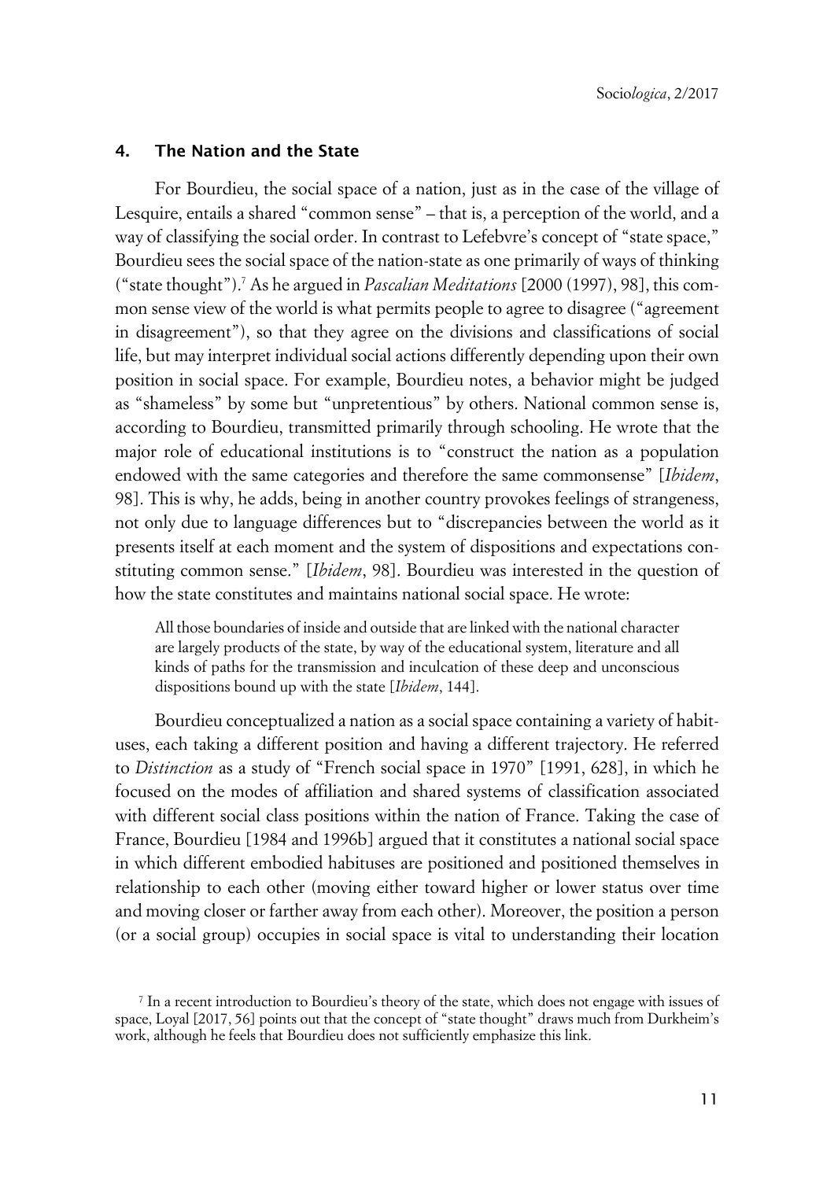## 4. The Nation and the State

For Bourdieu, the social space of a nation, just as in the case of the village of Lesquire, entails a shared "common sense" – that is, a perception of the world, and a way of classifying the social order. In contrast to Lefebvre's concept of "state space," Bourdieu sees the social space of the nation-state as one primarily of ways of thinking ("state thought").[7] As he argued in *Pascalian Meditations* [2000 (1997), 98], this common sense view of the world is what permits people to agree to disagree ("agreement in disagreement"), so that they agree on the divisions and classifications of social life, but may interpret individual social actions differently depending upon their own position in social space. For example, Bourdieu notes, a behavior might be judged as "shameless" by some but "unpretentious" by others. National common sense is, according to Bourdieu, transmitted primarily through schooling. He wrote that the major role of educational institutions is to "construct the nation as a population endowed with the same categories and therefore the same commonsense" [*Ibidem*, 98]. This is why, he adds, being in another country provokes feelings of strangeness, not only due to language differences but to "discrepancies between the world as it presents itself at each moment and the system of dispositions and expectations constituting common sense." [*Ibidem*, 98]. Bourdieu was interested in the question of how the state constitutes and maintains national social space. He wrote:

> All those boundaries of inside and outside that are linked with the national character are largely products of the state, by way of the educational system, literature and all kinds of paths for the transmission and inculcation of these deep and unconscious dispositions bound up with the state [*Ibidem*, 144].

Bourdieu conceptualized a nation as a social space containing a variety of habituses, each taking a different position and having a different trajectory. He referred to *Distinction* as a study of "French social space in 1970" [1991, 628], in which he focused on the modes of affiliation and shared systems of classification associated with different social class positions within the nation of France. Taking the case of France, Bourdieu [1984 and 1996b] argued that it constitutes a national social space in which different embodied habituses are positioned and positioned themselves in relationship to each other (moving either toward higher or lower status over time and moving closer or farther away from each other). Moreover, the position a person (or a social group) occupies in social space is vital to understanding their location

[7] In a recent introduction to Bourdieu's theory of the state, which does not engage with issues of space, Loyal [2017, 56] points out that the concept of "state thought" draws much from Durkheim's work, although he feels that Bourdieu does not sufficiently emphasize this link.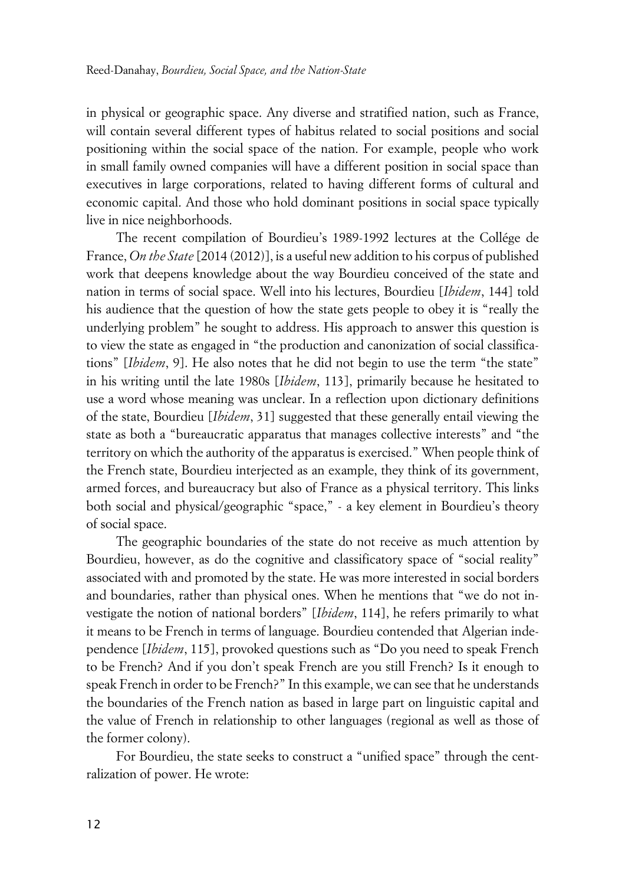in physical or geographic space. Any diverse and stratified nation, such as France, will contain several different types of habitus related to social positions and social positioning within the social space of the nation. For example, people who work in small family owned companies will have a different position in social space than executives in large corporations, related to having different forms of cultural and economic capital. And those who hold dominant positions in social space typically live in nice neighborhoods.

The recent compilation of Bourdieu's 1989-1992 lectures at the Collége de France, *On the State* [2014 (2012)], is a useful new addition to his corpus of published work that deepens knowledge about the way Bourdieu conceived of the state and nation in terms of social space. Well into his lectures, Bourdieu [*Ibidem*, 144] told his audience that the question of how the state gets people to obey it is "really the underlying problem" he sought to address. His approach to answer this question is to view the state as engaged in "the production and canonization of social classifications" [*Ibidem*, 9]. He also notes that he did not begin to use the term "the state" in his writing until the late 1980s [*Ibidem*, 113], primarily because he hesitated to use a word whose meaning was unclear. In a reflection upon dictionary definitions of the state, Bourdieu [*Ibidem*, 31] suggested that these generally entail viewing the state as both a "bureaucratic apparatus that manages collective interests" and "the territory on which the authority of the apparatus is exercised." When people think of the French state, Bourdieu interjected as an example, they think of its government, armed forces, and bureaucracy but also of France as a physical territory. This links both social and physical/geographic "space," - a key element in Bourdieu's theory of social space.

The geographic boundaries of the state do not receive as much attention by Bourdieu, however, as do the cognitive and classificatory space of "social reality" associated with and promoted by the state. He was more interested in social borders and boundaries, rather than physical ones. When he mentions that "we do not investigate the notion of national borders" [*Ibidem*, 114], he refers primarily to what it means to be French in terms of language. Bourdieu contended that Algerian independence [*Ibidem*, 115], provoked questions such as "Do you need to speak French to be French? And if you don't speak French are you still French? Is it enough to speak French in order to be French?" In this example, we can see that he understands the boundaries of the French nation as based in large part on linguistic capital and the value of French in relationship to other languages (regional as well as those of the former colony).

For Bourdieu, the state seeks to construct a "unified space" through the centralization of power. He wrote: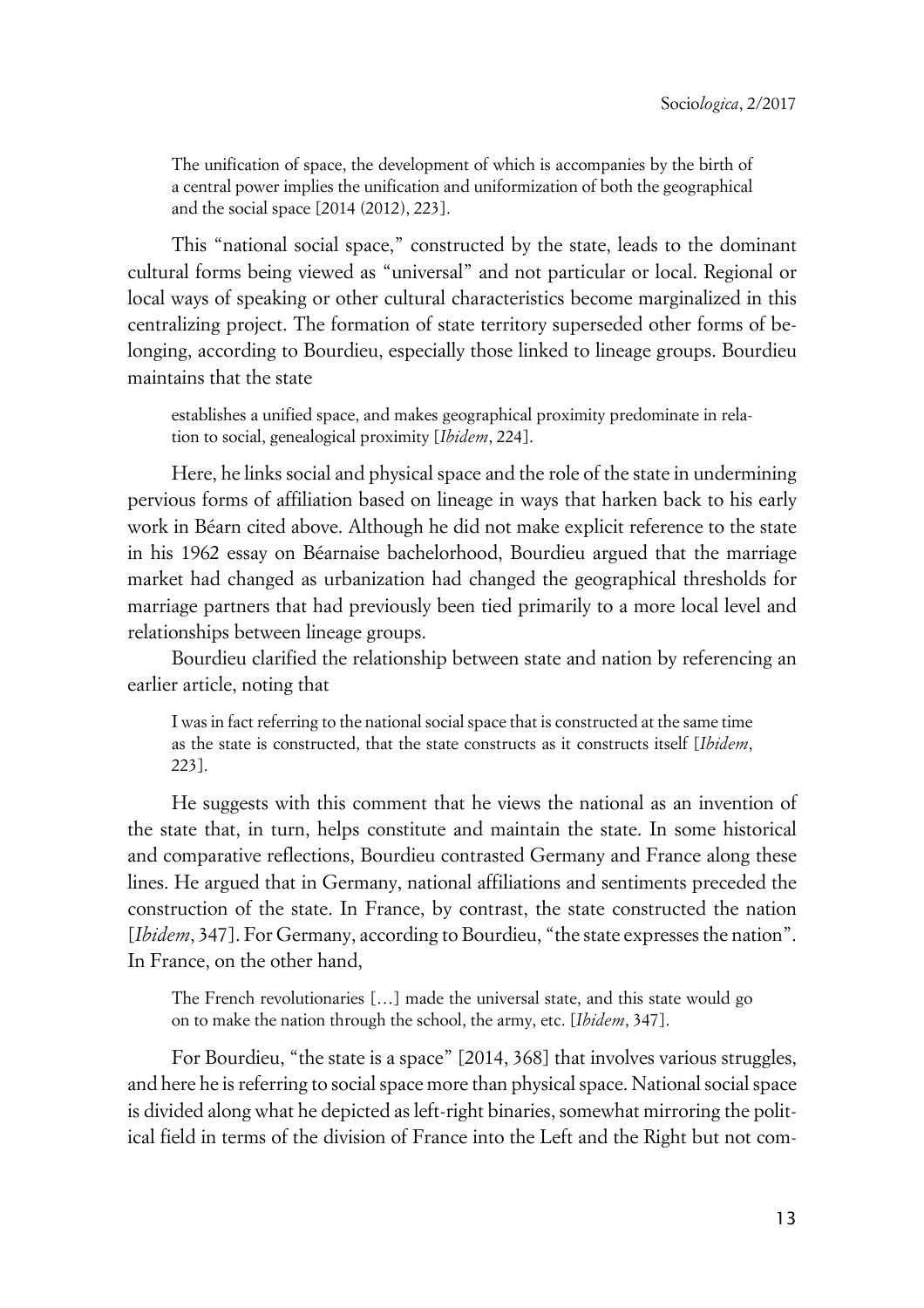> The unification of space, the development of which is accompanies by the birth of a central power implies the unification and uniformization of both the geographical and the social space [2014 (2012), 223].

This "national social space," constructed by the state, leads to the dominant cultural forms being viewed as "universal" and not particular or local. Regional or local ways of speaking or other cultural characteristics become marginalized in this centralizing project. The formation of state territory superseded other forms of belonging, according to Bourdieu, especially those linked to lineage groups. Bourdieu maintains that the state

> establishes a unified space, and makes geographical proximity predominate in relation to social, genealogical proximity [*Ibidem*, 224].

Here, he links social and physical space and the role of the state in undermining pervious forms of affiliation based on lineage in ways that harken back to his early work in Béarn cited above. Although he did not make explicit reference to the state in his 1962 essay on Béarnaise bachelorhood, Bourdieu argued that the marriage market had changed as urbanization had changed the geographical thresholds for marriage partners that had previously been tied primarily to a more local level and relationships between lineage groups.

Bourdieu clarified the relationship between state and nation by referencing an earlier article, noting that

> I was in fact referring to the national social space that is constructed at the same time as the state is constructed, that the state constructs as it constructs itself [*Ibidem*, 223].

He suggests with this comment that he views the national as an invention of the state that, in turn, helps constitute and maintain the state. In some historical and comparative reflections, Bourdieu contrasted Germany and France along these lines. He argued that in Germany, national affiliations and sentiments preceded the construction of the state. In France, by contrast, the state constructed the nation [*Ibidem*, 347]. For Germany, according to Bourdieu, "the state expresses the nation". In France, on the other hand,

> The French revolutionaries […] made the universal state, and this state would go on to make the nation through the school, the army, etc. [*Ibidem*, 347].

For Bourdieu, "the state is a space" [2014, 368] that involves various struggles, and here he is referring to social space more than physical space. National social space is divided along what he depicted as left-right binaries, somewhat mirroring the political field in terms of the division of France into the Left and the Right but not com-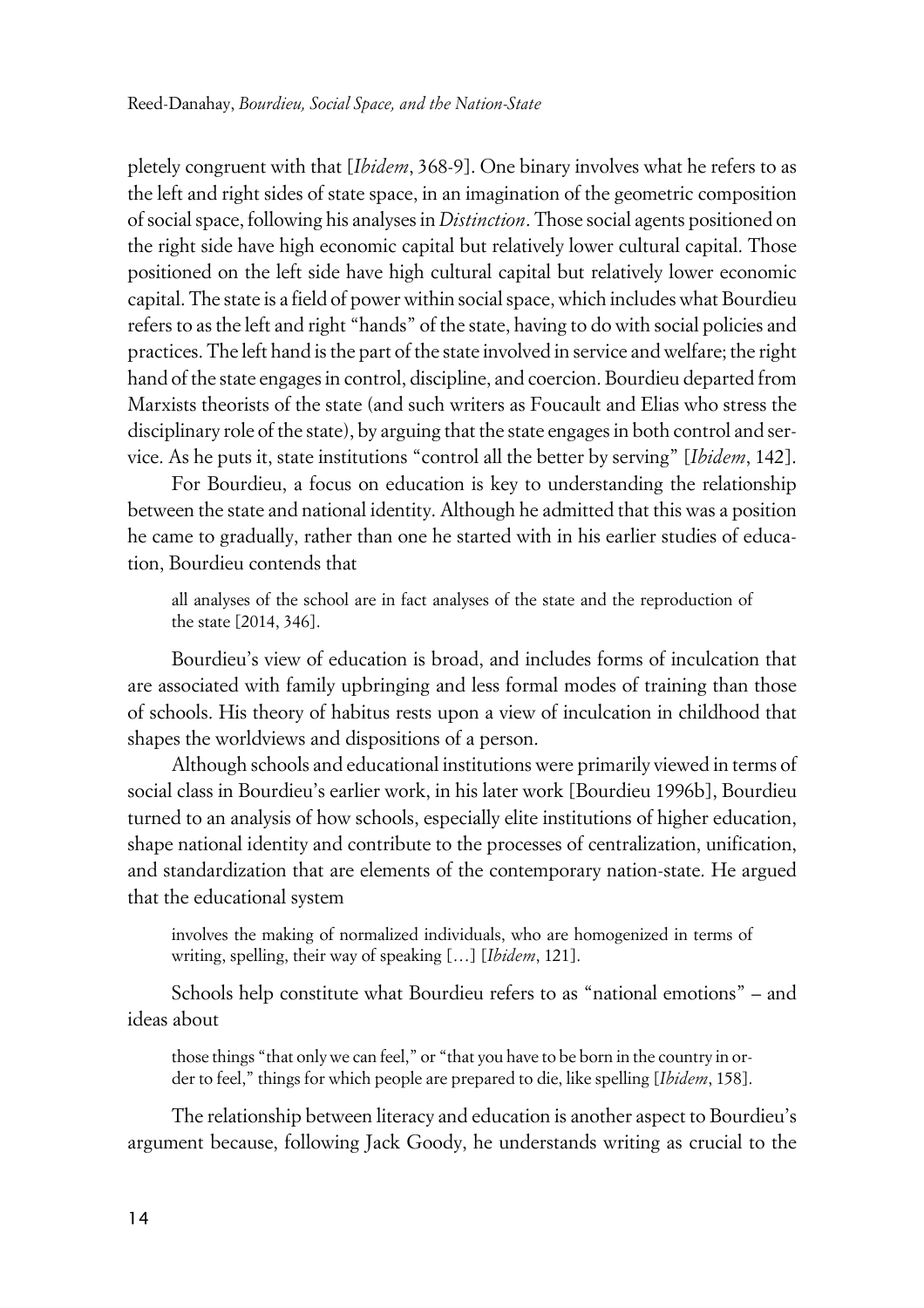pletely congruent with that [*Ibidem*, 368-9]. One binary involves what he refers to as the left and right sides of state space, in an imagination of the geometric composition of social space, following his analyses in *Distinction*. Those social agents positioned on the right side have high economic capital but relatively lower cultural capital. Those positioned on the left side have high cultural capital but relatively lower economic capital. The state is a field of power within social space, which includes what Bourdieu refers to as the left and right "hands" of the state, having to do with social policies and practices. The left hand is the part of the state involved in service and welfare; the right hand of the state engages in control, discipline, and coercion. Bourdieu departed from Marxists theorists of the state (and such writers as Foucault and Elias who stress the disciplinary role of the state), by arguing that the state engages in both control and service. As he puts it, state institutions "control all the better by serving" [*Ibidem*, 142].

For Bourdieu, a focus on education is key to understanding the relationship between the state and national identity. Although he admitted that this was a position he came to gradually, rather than one he started with in his earlier studies of education, Bourdieu contends that

> all analyses of the school are in fact analyses of the state and the reproduction of the state [2014, 346].

Bourdieu's view of education is broad, and includes forms of inculcation that are associated with family upbringing and less formal modes of training than those of schools. His theory of habitus rests upon a view of inculcation in childhood that shapes the worldviews and dispositions of a person.

Although schools and educational institutions were primarily viewed in terms of social class in Bourdieu's earlier work, in his later work [Bourdieu 1996b], Bourdieu turned to an analysis of how schools, especially elite institutions of higher education, shape national identity and contribute to the processes of centralization, unification, and standardization that are elements of the contemporary nation-state. He argued that the educational system

> involves the making of normalized individuals, who are homogenized in terms of writing, spelling, their way of speaking […] [*Ibidem*, 121].

Schools help constitute what Bourdieu refers to as "national emotions" – and ideas about

> those things "that only we can feel," or "that you have to be born in the country in order to feel," things for which people are prepared to die, like spelling [*Ibidem*, 158].

The relationship between literacy and education is another aspect to Bourdieu's argument because, following Jack Goody, he understands writing as crucial to the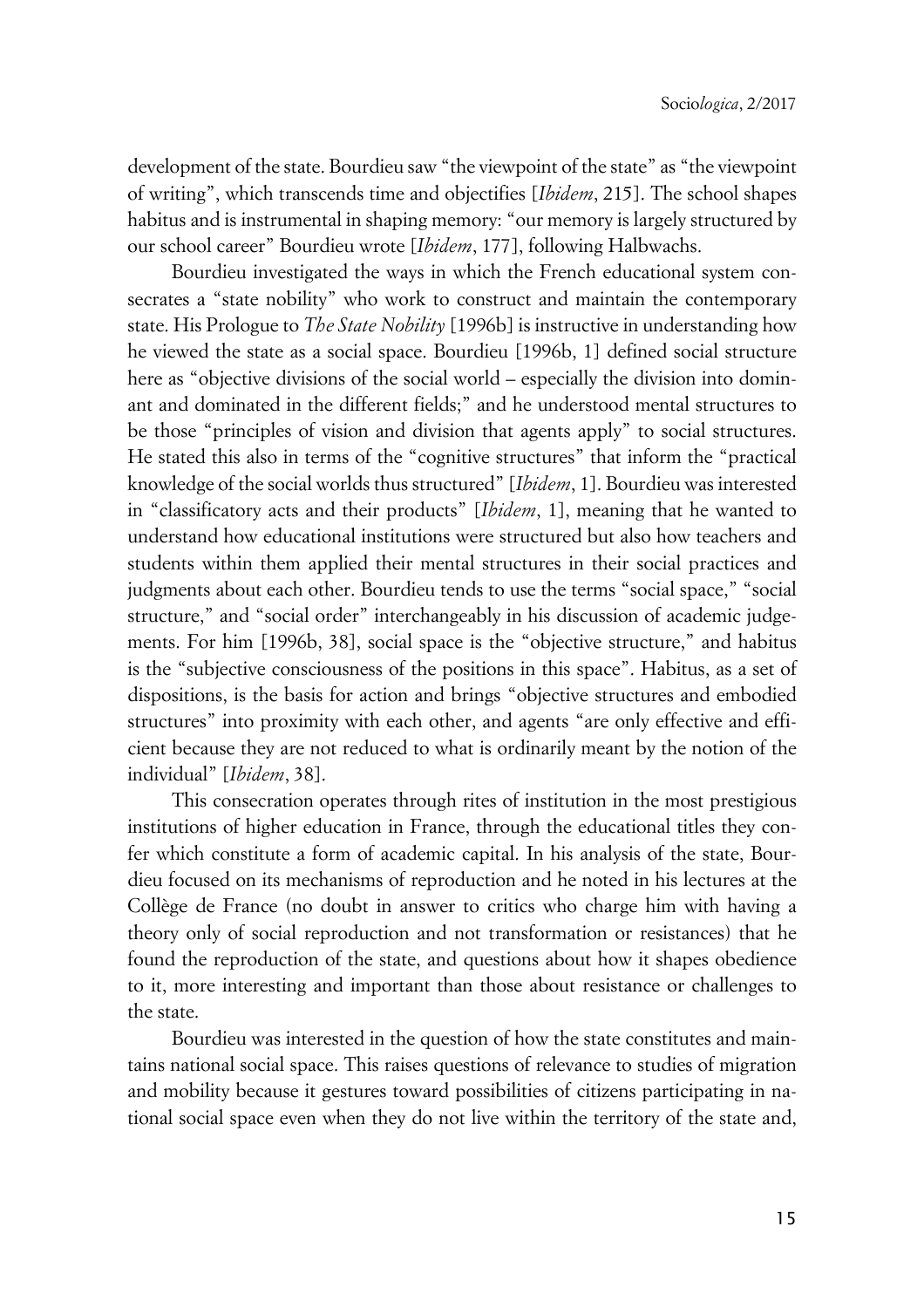development of the state. Bourdieu saw "the viewpoint of the state" as "the viewpoint of writing", which transcends time and objectifies [*Ibidem*, 215]. The school shapes habitus and is instrumental in shaping memory: "our memory is largely structured by our school career" Bourdieu wrote [*Ibidem*, 177], following Halbwachs.

Bourdieu investigated the ways in which the French educational system consecrates a "state nobility" who work to construct and maintain the contemporary state. His Prologue to *The State Nobility* [1996b] is instructive in understanding how he viewed the state as a social space. Bourdieu [1996b, 1] defined social structure here as "objective divisions of the social world – especially the division into dominant and dominated in the different fields;" and he understood mental structures to be those "principles of vision and division that agents apply" to social structures. He stated this also in terms of the "cognitive structures" that inform the "practical knowledge of the social worlds thus structured" [*Ibidem*, 1]. Bourdieu was interested in "classificatory acts and their products" [*Ibidem*, 1], meaning that he wanted to understand how educational institutions were structured but also how teachers and students within them applied their mental structures in their social practices and judgments about each other. Bourdieu tends to use the terms "social space," "social structure," and "social order" interchangeably in his discussion of academic judgements. For him [1996b, 38], social space is the "objective structure," and habitus is the "subjective consciousness of the positions in this space". Habitus, as a set of dispositions, is the basis for action and brings "objective structures and embodied structures" into proximity with each other, and agents "are only effective and efficient because they are not reduced to what is ordinarily meant by the notion of the individual" [*Ibidem*, 38].

This consecration operates through rites of institution in the most prestigious institutions of higher education in France, through the educational titles they confer which constitute a form of academic capital. In his analysis of the state, Bourdieu focused on its mechanisms of reproduction and he noted in his lectures at the Collège de France (no doubt in answer to critics who charge him with having a theory only of social reproduction and not transformation or resistances) that he found the reproduction of the state, and questions about how it shapes obedience to it, more interesting and important than those about resistance or challenges to the state.

Bourdieu was interested in the question of how the state constitutes and maintains national social space. This raises questions of relevance to studies of migration and mobility because it gestures toward possibilities of citizens participating in national social space even when they do not live within the territory of the state and,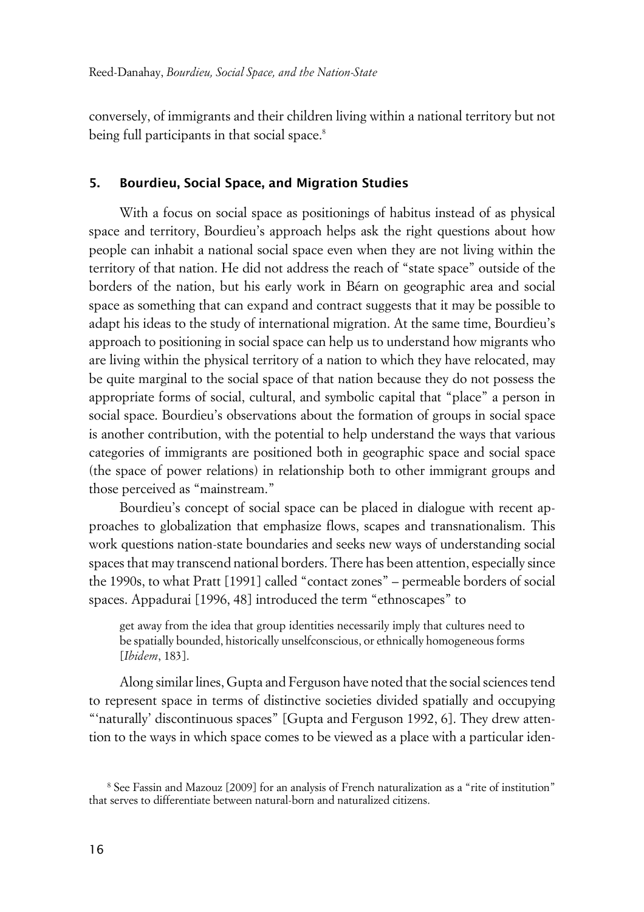conversely, of immigrants and their children living within a national territory but not being full participants in that social space.[8]

## 5. Bourdieu, Social Space, and Migration Studies

With a focus on social space as positionings of habitus instead of as physical space and territory, Bourdieu's approach helps ask the right questions about how people can inhabit a national social space even when they are not living within the territory of that nation. He did not address the reach of "state space" outside of the borders of the nation, but his early work in Béarn on geographic area and social space as something that can expand and contract suggests that it may be possible to adapt his ideas to the study of international migration. At the same time, Bourdieu's approach to positioning in social space can help us to understand how migrants who are living within the physical territory of a nation to which they have relocated, may be quite marginal to the social space of that nation because they do not possess the appropriate forms of social, cultural, and symbolic capital that "place" a person in social space. Bourdieu's observations about the formation of groups in social space is another contribution, with the potential to help understand the ways that various categories of immigrants are positioned both in geographic space and social space (the space of power relations) in relationship both to other immigrant groups and those perceived as "mainstream."

Bourdieu's concept of social space can be placed in dialogue with recent approaches to globalization that emphasize flows, scapes and transnationalism. This work questions nation-state boundaries and seeks new ways of understanding social spaces that may transcend national borders. There has been attention, especially since the 1990s, to what Pratt [1991] called "contact zones" – permeable borders of social spaces. Appadurai [1996, 48] introduced the term "ethnoscapes" to

> get away from the idea that group identities necessarily imply that cultures need to be spatially bounded, historically unselfconscious, or ethnically homogeneous forms [*Ibidem*, 183].

Along similar lines, Gupta and Ferguson have noted that the social sciences tend to represent space in terms of distinctive societies divided spatially and occupying "'naturally' discontinuous spaces" [Gupta and Ferguson 1992, 6]. They drew attention to the ways in which space comes to be viewed as a place with a particular iden-

[8] See Fassin and Mazouz [2009] for an analysis of French naturalization as a "rite of institution" that serves to differentiate between natural-born and naturalized citizens.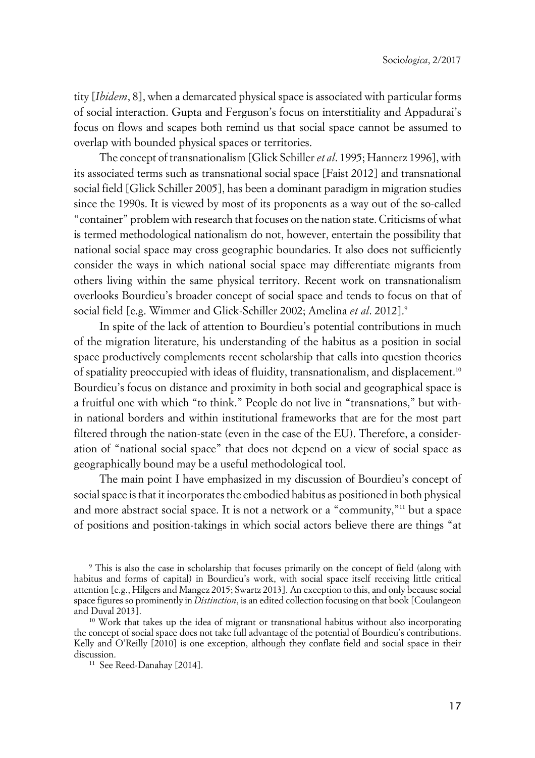tity [*Ibidem*, 8], when a demarcated physical space is associated with particular forms of social interaction. Gupta and Ferguson's focus on interstitiality and Appadurai's focus on flows and scapes both remind us that social space cannot be assumed to overlap with bounded physical spaces or territories.

The concept of transnationalism [Glick Schiller *et al.* 1995; Hannerz 1996], with its associated terms such as transnational social space [Faist 2012] and transnational social field [Glick Schiller 2005], has been a dominant paradigm in migration studies since the 1990s. It is viewed by most of its proponents as a way out of the so-called "container" problem with research that focuses on the nation state. Criticisms of what is termed methodological nationalism do not, however, entertain the possibility that national social space may cross geographic boundaries. It also does not sufficiently consider the ways in which national social space may differentiate migrants from others living within the same physical territory. Recent work on transnationalism overlooks Bourdieu's broader concept of social space and tends to focus on that of social field [e.g. Wimmer and Glick-Schiller 2002; Amelina *et al.* 2012].[9]

In spite of the lack of attention to Bourdieu's potential contributions in much of the migration literature, his understanding of the habitus as a position in social space productively complements recent scholarship that calls into question theories of spatiality preoccupied with ideas of fluidity, transnationalism, and displacement.[10] Bourdieu's focus on distance and proximity in both social and geographical space is a fruitful one with which "to think." People do not live in "transnations," but within national borders and within institutional frameworks that are for the most part filtered through the nation-state (even in the case of the EU). Therefore, a consideration of "national social space" that does not depend on a view of social space as geographically bound may be a useful methodological tool.

The main point I have emphasized in my discussion of Bourdieu's concept of social space is that it incorporates the embodied habitus as positioned in both physical and more abstract social space. It is not a network or a "community,"[11] but a space of positions and position-takings in which social actors believe there are things "at

[9] This is also the case in scholarship that focuses primarily on the concept of field (along with habitus and forms of capital) in Bourdieu's work, with social space itself receiving little critical attention [e.g., Hilgers and Mangez 2015; Swartz 2013]. An exception to this, and only because social space figures so prominently in *Distinction*, is an edited collection focusing on that book [Coulangeon and Duval 2013].

[10] Work that takes up the idea of migrant or transnational habitus without also incorporating the concept of social space does not take full advantage of the potential of Bourdieu's contributions. Kelly and O'Reilly [2010] is one exception, although they conflate field and social space in their discussion.

[11] See Reed-Danahay [2014].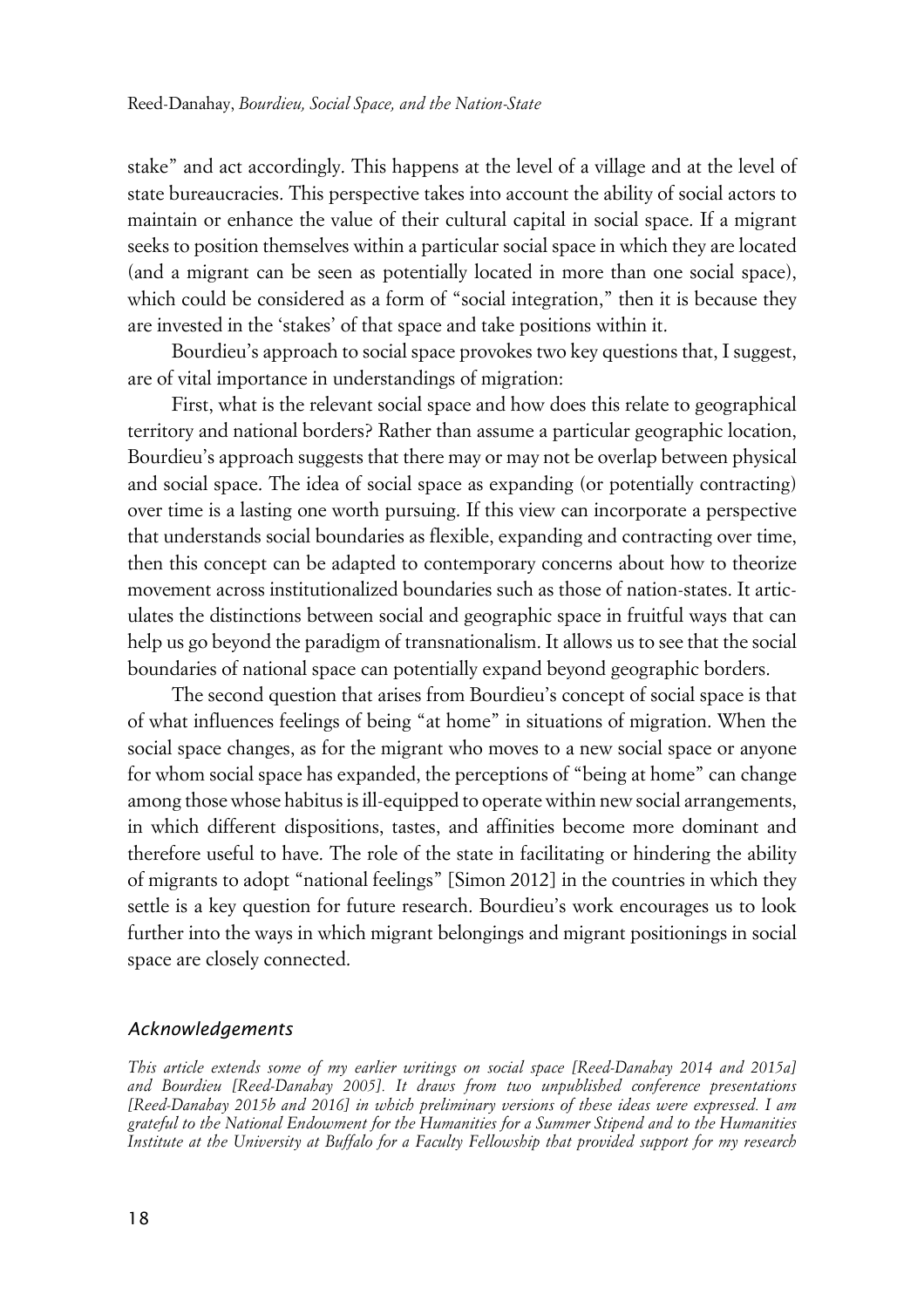stake" and act accordingly. This happens at the level of a village and at the level of state bureaucracies. This perspective takes into account the ability of social actors to maintain or enhance the value of their cultural capital in social space. If a migrant seeks to position themselves within a particular social space in which they are located (and a migrant can be seen as potentially located in more than one social space), which could be considered as a form of "social integration," then it is because they are invested in the 'stakes' of that space and take positions within it.

Bourdieu's approach to social space provokes two key questions that, I suggest, are of vital importance in understandings of migration:

First, what is the relevant social space and how does this relate to geographical territory and national borders? Rather than assume a particular geographic location, Bourdieu's approach suggests that there may or may not be overlap between physical and social space. The idea of social space as expanding (or potentially contracting) over time is a lasting one worth pursuing. If this view can incorporate a perspective that understands social boundaries as flexible, expanding and contracting over time, then this concept can be adapted to contemporary concerns about how to theorize movement across institutionalized boundaries such as those of nation-states. It articulates the distinctions between social and geographic space in fruitful ways that can help us go beyond the paradigm of transnationalism. It allows us to see that the social boundaries of national space can potentially expand beyond geographic borders.

The second question that arises from Bourdieu's concept of social space is that of what influences feelings of being "at home" in situations of migration. When the social space changes, as for the migrant who moves to a new social space or anyone for whom social space has expanded, the perceptions of "being at home" can change among those whose habitus is ill-equipped to operate within new social arrangements, in which different dispositions, tastes, and affinities become more dominant and therefore useful to have. The role of the state in facilitating or hindering the ability of migrants to adopt "national feelings" [Simon 2012] in the countries in which they settle is a key question for future research. Bourdieu's work encourages us to look further into the ways in which migrant belongings and migrant positionings in social space are closely connected.

### *Acknowledgements*

*This article extends some of my earlier writings on social space [Reed-Danahay 2014 and 2015a] and Bourdieu [Reed-Danahay 2005]. It draws from two unpublished conference presentations [Reed-Danahay 2015b and 2016] in which preliminary versions of these ideas were expressed. I am grateful to the National Endowment for the Humanities for a Summer Stipend and to the Humanities Institute at the University at Buffalo for a Faculty Fellowship that provided support for my research*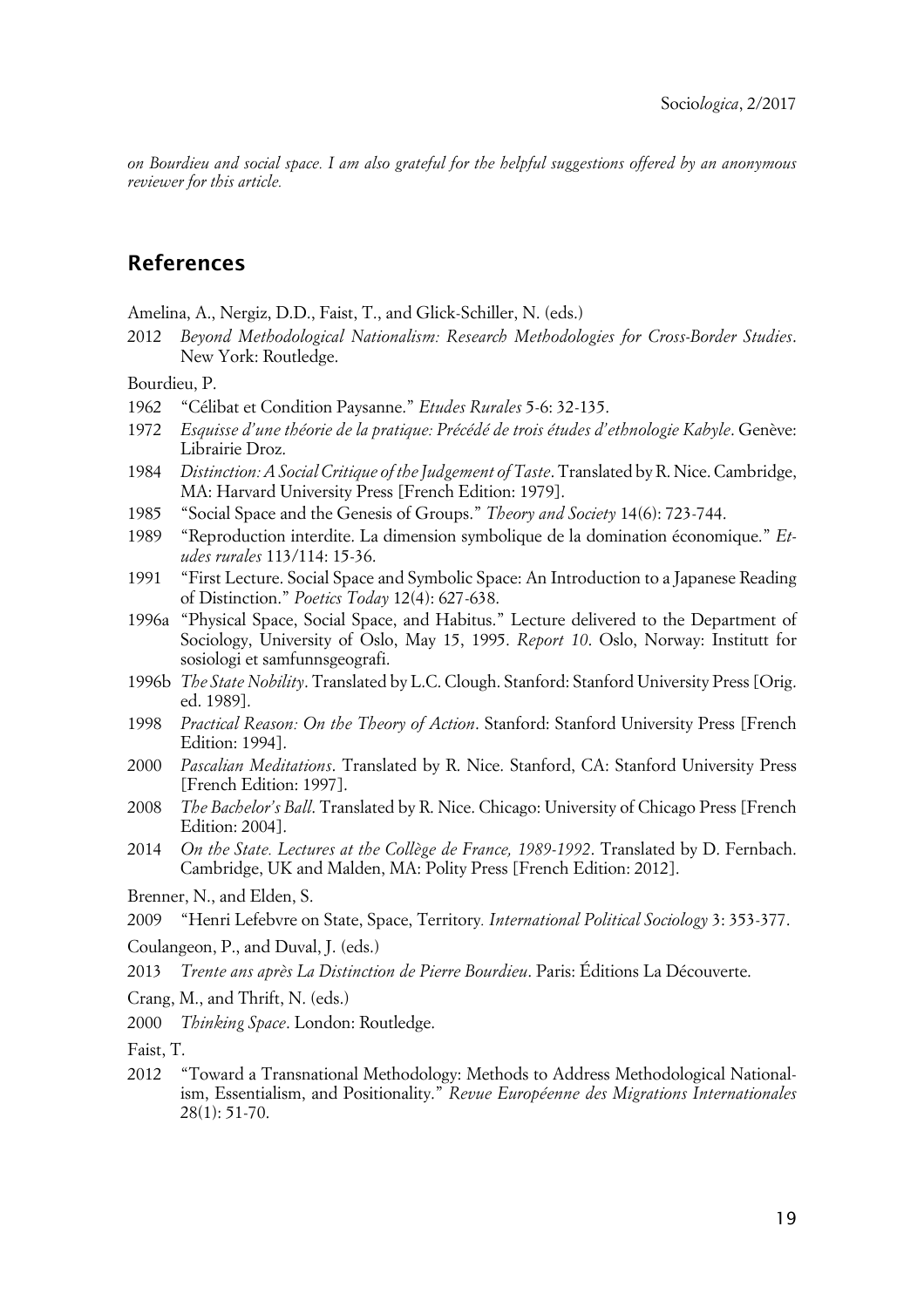*on Bourdieu and social space. I am also grateful for the helpful suggestions offered by an anonymous reviewer for this article.*

## References

Amelina, A., Nergiz, D.D., Faist, T., and Glick-Schiller, N. (eds.)

2012 *Beyond Methodological Nationalism: Research Methodologies for Cross-Border Studies*. New York: Routledge.

Bourdieu, P.

1962 "Célibat et Condition Paysanne." *Etudes Rurales* 5-6: 32-135.

1972 *Esquisse d'une théorie de la pratique: Précédé de trois études d'ethnologie Kabyle*. Genève: Librairie Droz.

1984 *Distinction: A Social Critique of the Judgement of Taste*. Translated by R. Nice. Cambridge, MA: Harvard University Press [French Edition: 1979].

1985 "Social Space and the Genesis of Groups." *Theory and Society* 14(6): 723-744.

1989 "Reproduction interdite. La dimension symbolique de la domination économique." *Etudes rurales* 113/114: 15-36.

1991 "First Lecture. Social Space and Symbolic Space: An Introduction to a Japanese Reading of Distinction." *Poetics Today* 12(4): 627-638.

1996a "Physical Space, Social Space, and Habitus." Lecture delivered to the Department of Sociology, University of Oslo, May 15, 1995. *Report 10*. Oslo, Norway: Institutt for sosiologi et samfunnsgeografi.

1996b *The State Nobility*. Translated by L.C. Clough. Stanford: Stanford University Press [Orig. ed. 1989].

1998 *Practical Reason: On the Theory of Action*. Stanford: Stanford University Press [French Edition: 1994].

2000 *Pascalian Meditations*. Translated by R. Nice. Stanford, CA: Stanford University Press [French Edition: 1997].

2008 *The Bachelor's Ball*. Translated by R. Nice. Chicago: University of Chicago Press [French Edition: 2004].

2014 *On the State. Lectures at the Collège de France, 1989-1992*. Translated by D. Fernbach. Cambridge, UK and Malden, MA: Polity Press [French Edition: 2012].

Brenner, N., and Elden, S.

2009 "Henri Lefebvre on State, Space, Territory. *International Political Sociology* 3: 353-377.

Coulangeon, P., and Duval, J. (eds.)

2013 *Trente ans après La Distinction de Pierre Bourdieu*. Paris: Éditions La Découverte.

Crang, M., and Thrift, N. (eds.)

2000 *Thinking Space*. London: Routledge.

Faist, T.

2012 "Toward a Transnational Methodology: Methods to Address Methodological Nationalism, Essentialism, and Positionality." *Revue Européenne des Migrations Internationales* 28(1): 51-70.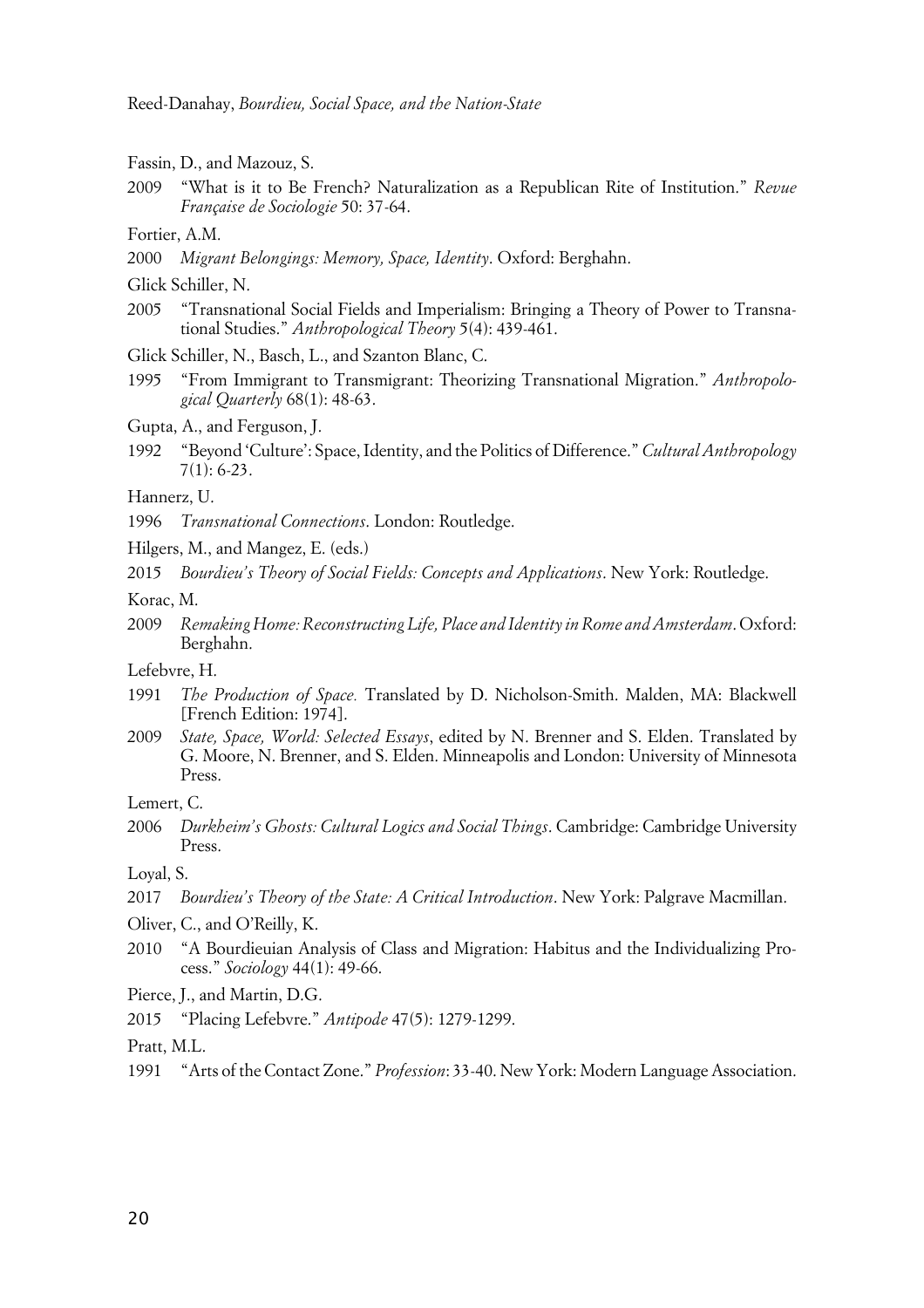Fassin, D., and Mazouz, S.

2009 "What is it to Be French? Naturalization as a Republican Rite of Institution." *Revue Française de Sociologie* 50: 37-64.

Fortier, A.M.

2000 *Migrant Belongings: Memory, Space, Identity*. Oxford: Berghahn.

Glick Schiller, N.

2005 "Transnational Social Fields and Imperialism: Bringing a Theory of Power to Transnational Studies." *Anthropological Theory* 5(4): 439-461.

Glick Schiller, N., Basch, L., and Szanton Blanc, C.

1995 "From Immigrant to Transmigrant: Theorizing Transnational Migration." *Anthropological Quarterly* 68(1): 48-63.

Gupta, A., and Ferguson, J.

1992 "Beyond 'Culture': Space, Identity, and the Politics of Difference." *Cultural Anthropology* 7(1): 6-23.

Hannerz, U.

1996 *Transnational Connections*. London: Routledge.

Hilgers, M., and Mangez, E. (eds.)

2015 *Bourdieu's Theory of Social Fields: Concepts and Applications*. New York: Routledge.

Korac, M.

2009 *Remaking Home: Reconstructing Life, Place and Identity in Rome and Amsterdam*. Oxford: Berghahn.

Lefebvre, H.

1991 *The Production of Space.* Translated by D. Nicholson-Smith. Malden, MA: Blackwell [French Edition: 1974].

2009 *State, Space, World: Selected Essays*, edited by N. Brenner and S. Elden. Translated by G. Moore, N. Brenner, and S. Elden. Minneapolis and London: University of Minnesota Press.

Lemert, C.

2006 *Durkheim's Ghosts: Cultural Logics and Social Things*. Cambridge: Cambridge University Press.

Loyal, S.

2017 *Bourdieu's Theory of the State: A Critical Introduction*. New York: Palgrave Macmillan.

Oliver, C., and O'Reilly, K.

2010 "A Bourdieuian Analysis of Class and Migration: Habitus and the Individualizing Process." *Sociology* 44(1): 49-66.

Pierce, J., and Martin, D.G.

2015 "Placing Lefebvre." *Antipode* 47(5): 1279-1299.

Pratt, M.L.

1991 "Arts of the Contact Zone." *Profession*: 33-40. New York: Modern Language Association.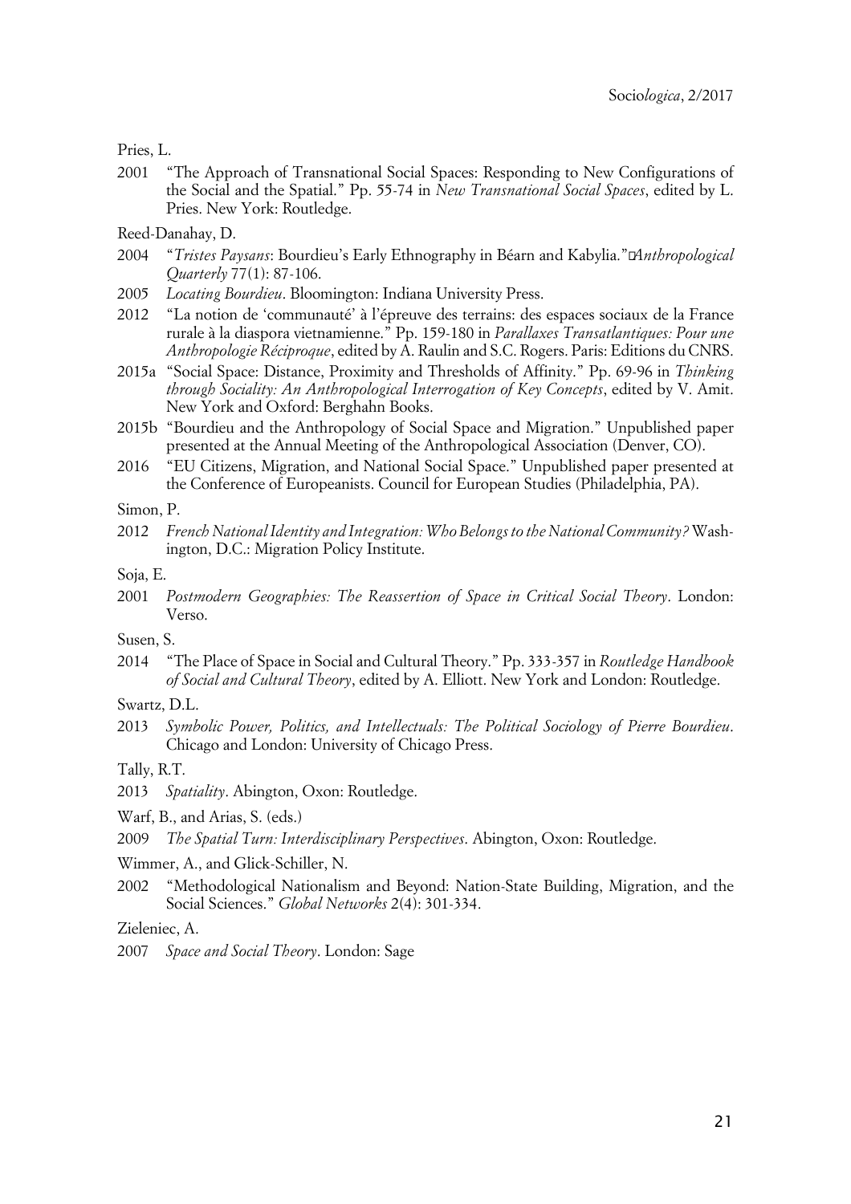Pries, L.

2001 "The Approach of Transnational Social Spaces: Responding to New Configurations of the Social and the Spatial." Pp. 55-74 in *New Transnational Social Spaces*, edited by L. Pries. New York: Routledge.

Reed-Danahay, D.

2004 "*Tristes Paysans*: Bourdieu's Early Ethnography in Béarn and Kabylia." *Anthropological Quarterly* 77(1): 87-106.

2005 *Locating Bourdieu*. Bloomington: Indiana University Press.

2012 "La notion de 'communauté' à l'épreuve des terrains: des espaces sociaux de la France rurale à la diaspora vietnamienne." Pp. 159-180 in *Parallaxes Transatlantiques: Pour une Anthropologie Réciproque*, edited by A. Raulin and S.C. Rogers. Paris: Editions du CNRS.

2015a "Social Space: Distance, Proximity and Thresholds of Affinity." Pp. 69-96 in *Thinking through Sociality: An Anthropological Interrogation of Key Concepts*, edited by V. Amit. New York and Oxford: Berghahn Books.

2015b "Bourdieu and the Anthropology of Social Space and Migration." Unpublished paper presented at the Annual Meeting of the Anthropological Association (Denver, CO).

2016 "EU Citizens, Migration, and National Social Space." Unpublished paper presented at the Conference of Europeanists. Council for European Studies (Philadelphia, PA).

Simon, P.

2012 *French National Identity and Integration: Who Belongs to the National Community?* Washington, D.C.: Migration Policy Institute.

Soja, E.

2001 *Postmodern Geographies: The Reassertion of Space in Critical Social Theory*. London: Verso.

Susen, S.

2014 "The Place of Space in Social and Cultural Theory." Pp. 333-357 in *Routledge Handbook of Social and Cultural Theory*, edited by A. Elliott. New York and London: Routledge.

Swartz, D.L.

2013 *Symbolic Power, Politics, and Intellectuals: The Political Sociology of Pierre Bourdieu*. Chicago and London: University of Chicago Press.

Tally, R.T.

2013 *Spatiality*. Abington, Oxon: Routledge.

Warf, B., and Arias, S. (eds.)

2009 *The Spatial Turn: Interdisciplinary Perspectives*. Abington, Oxon: Routledge.

Wimmer, A., and Glick-Schiller, N.

2002 "Methodological Nationalism and Beyond: Nation-State Building, Migration, and the Social Sciences." *Global Networks* 2(4): 301-334.

Zieleniec, A.

2007 *Space and Social Theory*. London: Sage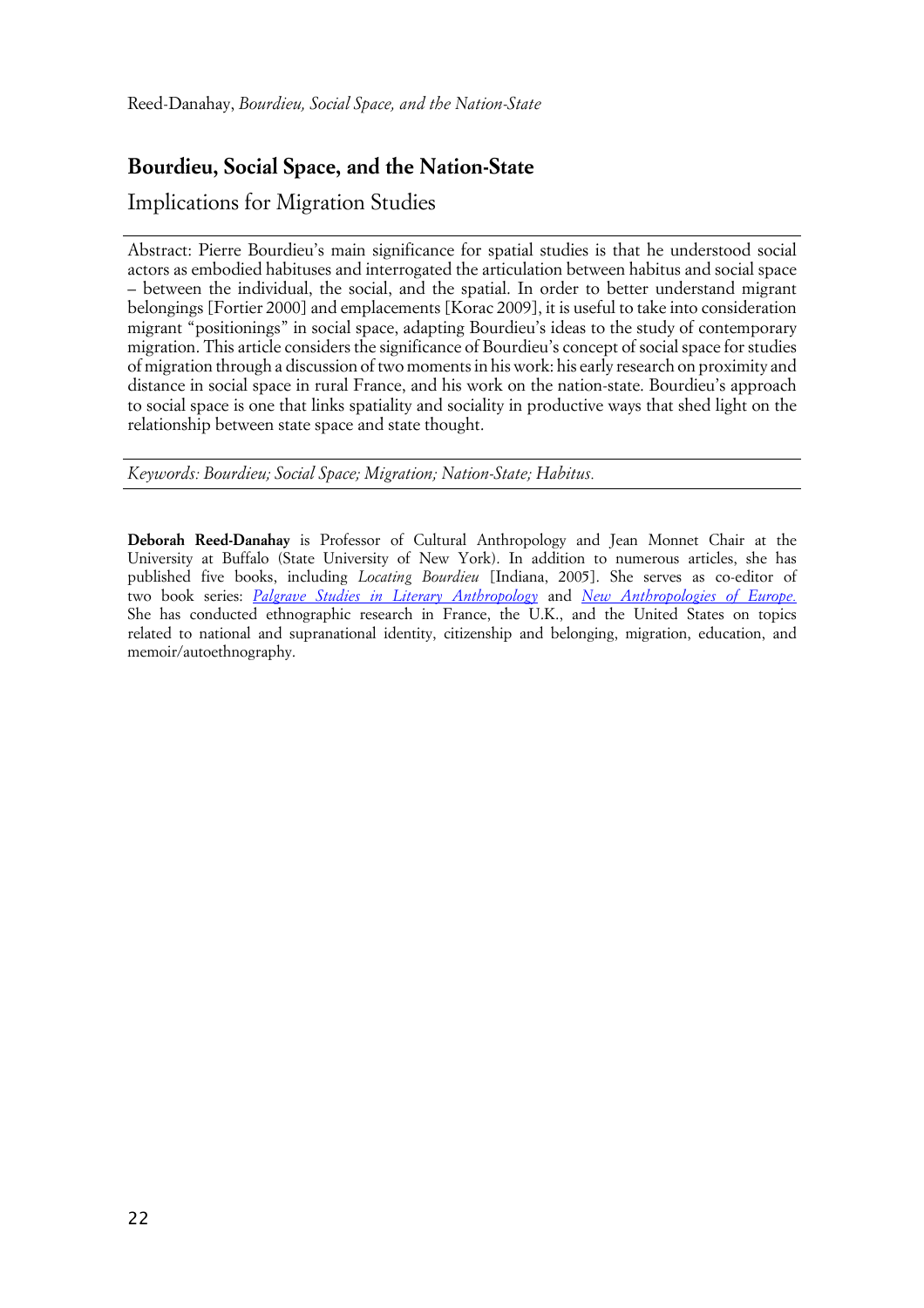## Bourdieu, Social Space, and the Nation-State

Implications for Migration Studies

Abstract: Pierre Bourdieu's main significance for spatial studies is that he understood social actors as embodied habituses and interrogated the articulation between habitus and social space – between the individual, the social, and the spatial. In order to better understand migrant belongings [Fortier 2000] and emplacements [Korac 2009], it is useful to take into consideration migrant "positionings" in social space, adapting Bourdieu's ideas to the study of contemporary migration. This article considers the significance of Bourdieu's concept of social space for studies of migration through a discussion of two moments in his work: his early research on proximity and distance in social space in rural France, and his work on the nation-state. Bourdieu's approach to social space is one that links spatiality and sociality in productive ways that shed light on the relationship between state space and state thought.

*Keywords: Bourdieu; Social Space; Migration; Nation-State; Habitus.*

**Deborah Reed-Danahay** is Professor of Cultural Anthropology and Jean Monnet Chair at the University at Buffalo (State University of New York). In addition to numerous articles, she has published five books, including *Locating Bourdieu* [Indiana, 2005]. She serves as co-editor of two book series: *Palgrave Studies in Literary Anthropology* and *New Anthropologies of Europe.* She has conducted ethnographic research in France, the U.K., and the United States on topics related to national and supranational identity, citizenship and belonging, migration, education, and memoir/autoethnography.